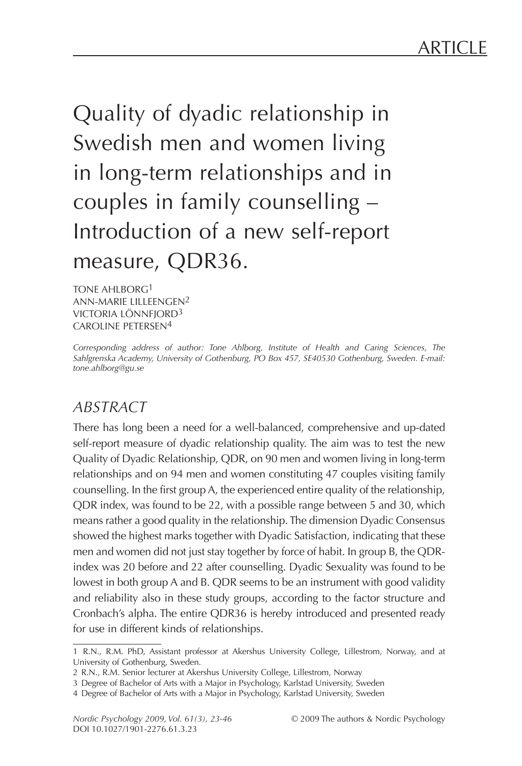ARTICLE

# Quality of dyadic relationship in Swedish men and women living in long-term relationships and in couples in family counselling – Introduction of a new self-report measure, QDR36.

TONE AHLBORG[1]
ANN-MARIE LILLEENGEN[2]
VICTORIA LÖNNFJORD[3]
CAROLINE PETERSEN[4]

*Corresponding address of author: Tone Ahlborg, Institute of Health and Caring Sciences, The Sahlgrenska Academy, University of Gothenburg, PO Box 457, SE40530 Gothenburg, Sweden. E-mail: tone.ahlborg@gu.se*

## ABSTRACT

There has long been a need for a well-balanced, comprehensive and up-dated self-report measure of dyadic relationship quality. The aim was to test the new Quality of Dyadic Relationship, QDR, on 90 men and women living in long-term relationships and on 94 men and women constituting 47 couples visiting family counselling. In the first group A, the experienced entire quality of the relationship, QDR index, was found to be 22, with a possible range between 5 and 30, which means rather a good quality in the relationship. The dimension Dyadic Consensus showed the highest marks together with Dyadic Satisfaction, indicating that these men and women did not just stay together by force of habit. In group B, the QDR-index was 20 before and 22 after counselling. Dyadic Sexuality was found to be lowest in both group A and B. QDR seems to be an instrument with good validity and reliability also in these study groups, according to the factor structure and Cronbach's alpha. The entire QDR36 is hereby introduced and presented ready for use in different kinds of relationships.

---

1 R.N., R.M. PhD, Assistant professor at Akershus University College, Lillestrom, Norway, and at University of Gothenburg, Sweden.
2 R.N., R.M. Senior lecturer at Akershus University College, Lillestrom, Norway
3 Degree of Bachelor of Arts with a Major in Psychology, Karlstad University, Sweden
4 Degree of Bachelor of Arts with a Major in Psychology, Karlstad University, Sweden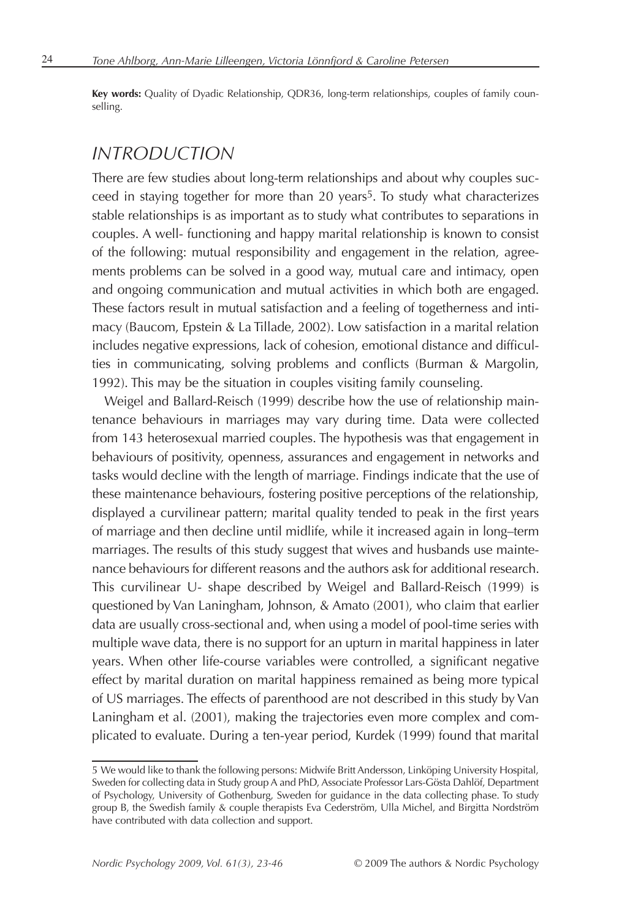**Key words:** Quality of Dyadic Relationship, QDR36, long-term relationships, couples of family counselling.

## INTRODUCTION

There are few studies about long-term relationships and about why couples succeed in staying together for more than 20 years[5]. To study what characterizes stable relationships is as important as to study what contributes to separations in couples. A well- functioning and happy marital relationship is known to consist of the following: mutual responsibility and engagement in the relation, agreements problems can be solved in a good way, mutual care and intimacy, open and ongoing communication and mutual activities in which both are engaged. These factors result in mutual satisfaction and a feeling of togetherness and intimacy (Baucom, Epstein & La Tillade, 2002). Low satisfaction in a marital relation includes negative expressions, lack of cohesion, emotional distance and difficulties in communicating, solving problems and conflicts (Burman & Margolin, 1992). This may be the situation in couples visiting family counseling.

Weigel and Ballard-Reisch (1999) describe how the use of relationship maintenance behaviours in marriages may vary during time. Data were collected from 143 heterosexual married couples. The hypothesis was that engagement in behaviours of positivity, openness, assurances and engagement in networks and tasks would decline with the length of marriage. Findings indicate that the use of these maintenance behaviours, fostering positive perceptions of the relationship, displayed a curvilinear pattern; marital quality tended to peak in the first years of marriage and then decline until midlife, while it increased again in long–term marriages. The results of this study suggest that wives and husbands use maintenance behaviours for different reasons and the authors ask for additional research. This curvilinear U- shape described by Weigel and Ballard-Reisch (1999) is questioned by Van Laningham, Johnson, & Amato (2001), who claim that earlier data are usually cross-sectional and, when using a model of pool-time series with multiple wave data, there is no support for an upturn in marital happiness in later years. When other life-course variables were controlled, a significant negative effect by marital duration on marital happiness remained as being more typical of US marriages. The effects of parenthood are not described in this study by Van Laningham et al. (2001), making the trajectories even more complex and complicated to evaluate. During a ten-year period, Kurdek (1999) found that marital

[5] We would like to thank the following persons: Midwife Britt Andersson, Linköping University Hospital, Sweden for collecting data in Study group A and PhD, Associate Professor Lars-Gösta Dahlöf, Department of Psychology, University of Gothenburg, Sweden for guidance in the data collecting phase. To study group B, the Swedish family & couple therapists Eva Cederström, Ulla Michel, and Birgitta Nordström have contributed with data collection and support.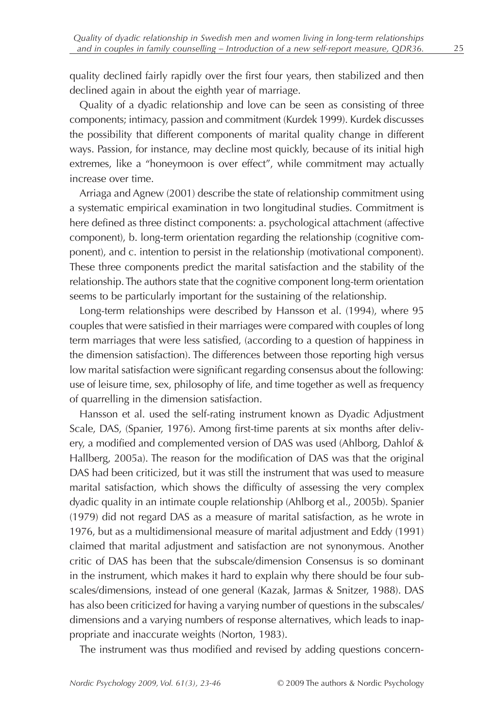quality declined fairly rapidly over the first four years, then stabilized and then declined again in about the eighth year of marriage.

Quality of a dyadic relationship and love can be seen as consisting of three components; intimacy, passion and commitment (Kurdek 1999). Kurdek discusses the possibility that different components of marital quality change in different ways. Passion, for instance, may decline most quickly, because of its initial high extremes, like a "honeymoon is over effect", while commitment may actually increase over time.

Arriaga and Agnew (2001) describe the state of relationship commitment using a systematic empirical examination in two longitudinal studies. Commitment is here defined as three distinct components: a. psychological attachment (affective component), b. long-term orientation regarding the relationship (cognitive component), and c. intention to persist in the relationship (motivational component). These three components predict the marital satisfaction and the stability of the relationship. The authors state that the cognitive component long-term orientation seems to be particularly important for the sustaining of the relationship.

Long-term relationships were described by Hansson et al. (1994), where 95 couples that were satisfied in their marriages were compared with couples of long term marriages that were less satisfied, (according to a question of happiness in the dimension satisfaction). The differences between those reporting high versus low marital satisfaction were significant regarding consensus about the following: use of leisure time, sex, philosophy of life, and time together as well as frequency of quarrelling in the dimension satisfaction.

Hansson et al. used the self-rating instrument known as Dyadic Adjustment Scale, DAS, (Spanier, 1976). Among first-time parents at six months after delivery, a modified and complemented version of DAS was used (Ahlborg, Dahlof & Hallberg, 2005a). The reason for the modification of DAS was that the original DAS had been criticized, but it was still the instrument that was used to measure marital satisfaction, which shows the difficulty of assessing the very complex dyadic quality in an intimate couple relationship (Ahlborg et al., 2005b). Spanier (1979) did not regard DAS as a measure of marital satisfaction, as he wrote in 1976, but as a multidimensional measure of marital adjustment and Eddy (1991) claimed that marital adjustment and satisfaction are not synonymous. Another critic of DAS has been that the subscale/dimension Consensus is so dominant in the instrument, which makes it hard to explain why there should be four subscales/dimensions, instead of one general (Kazak, Jarmas & Snitzer, 1988). DAS has also been criticized for having a varying number of questions in the subscales/dimensions and a varying numbers of response alternatives, which leads to inappropriate and inaccurate weights (Norton, 1983).

The instrument was thus modified and revised by adding questions concern-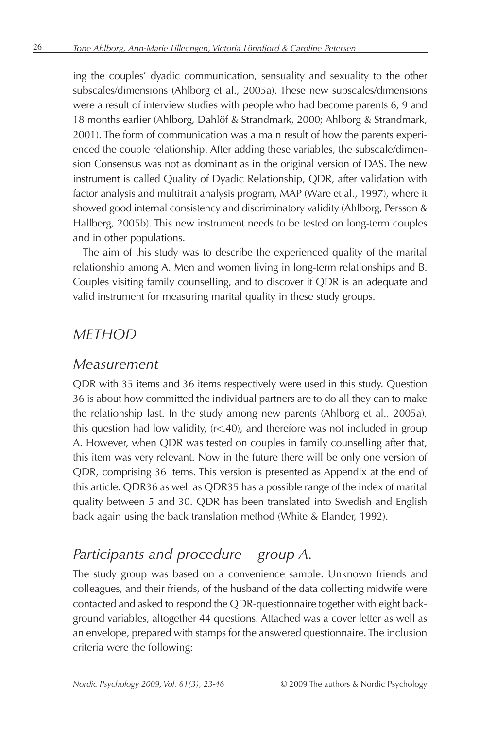ing the couples' dyadic communication, sensuality and sexuality to the other subscales/dimensions (Ahlborg et al., 2005a). These new subscales/dimensions were a result of interview studies with people who had become parents 6, 9 and 18 months earlier (Ahlborg, Dahlöf & Strandmark, 2000; Ahlborg & Strandmark, 2001). The form of communication was a main result of how the parents experienced the couple relationship. After adding these variables, the subscale/dimension Consensus was not as dominant as in the original version of DAS. The new instrument is called Quality of Dyadic Relationship, QDR, after validation with factor analysis and multitrait analysis program, MAP (Ware et al., 1997), where it showed good internal consistency and discriminatory validity (Ahlborg, Persson & Hallberg, 2005b). This new instrument needs to be tested on long-term couples and in other populations.

The aim of this study was to describe the experienced quality of the marital relationship among A. Men and women living in long-term relationships and B. Couples visiting family counselling, and to discover if QDR is an adequate and valid instrument for measuring marital quality in these study groups.

## *METHOD*

### *Measurement*

QDR with 35 items and 36 items respectively were used in this study. Question 36 is about how committed the individual partners are to do all they can to make the relationship last. In the study among new parents (Ahlborg et al., 2005a), this question had low validity, ($r<.40$), and therefore was not included in group A. However, when QDR was tested on couples in family counselling after that, this item was very relevant. Now in the future there will be only one version of QDR, comprising 36 items. This version is presented as Appendix at the end of this article. QDR36 as well as QDR35 has a possible range of the index of marital quality between 5 and 30. QDR has been translated into Swedish and English back again using the back translation method (White & Elander, 1992).

### *Participants and procedure – group A.*

The study group was based on a convenience sample. Unknown friends and colleagues, and their friends, of the husband of the data collecting midwife were contacted and asked to respond the QDR-questionnaire together with eight background variables, altogether 44 questions. Attached was a cover letter as well as an envelope, prepared with stamps for the answered questionnaire. The inclusion criteria were the following: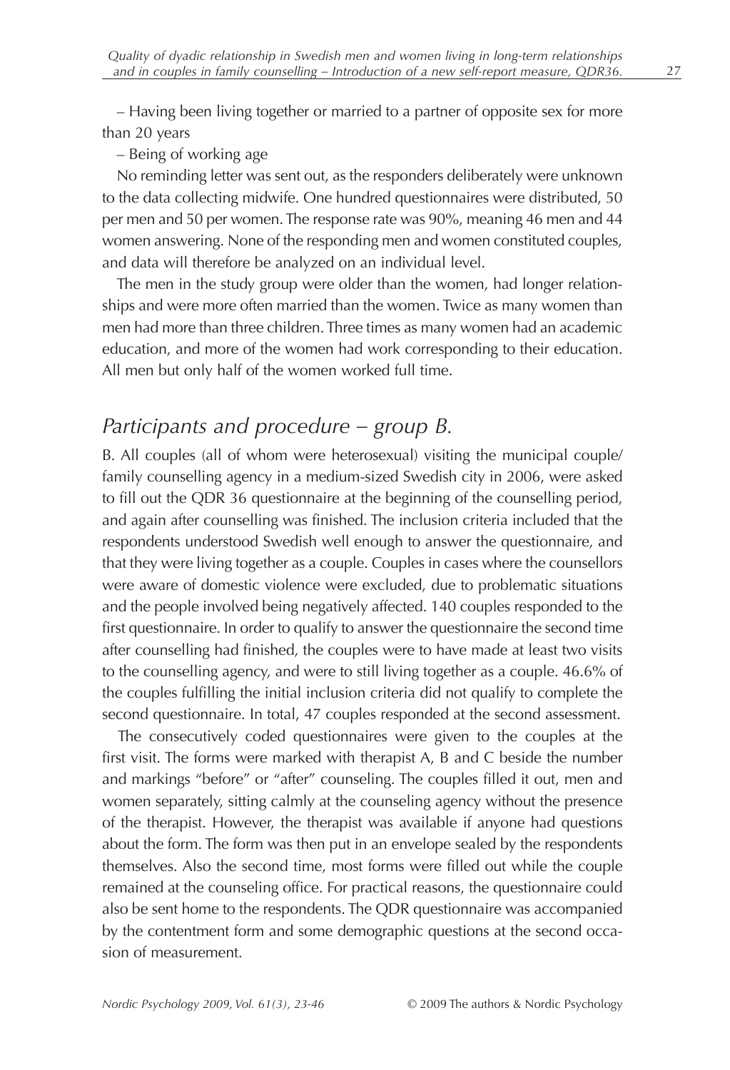– Having been living together or married to a partner of opposite sex for more than 20 years

– Being of working age

No reminding letter was sent out, as the responders deliberately were unknown to the data collecting midwife. One hundred questionnaires were distributed, 50 per men and 50 per women. The response rate was 90%, meaning 46 men and 44 women answering. None of the responding men and women constituted couples, and data will therefore be analyzed on an individual level.

The men in the study group were older than the women, had longer relationships and were more often married than the women. Twice as many women than men had more than three children. Three times as many women had an academic education, and more of the women had work corresponding to their education. All men but only half of the women worked full time.

## *Participants and procedure – group B.*

B. All couples (all of whom were heterosexual) visiting the municipal couple/family counselling agency in a medium-sized Swedish city in 2006, were asked to fill out the QDR 36 questionnaire at the beginning of the counselling period, and again after counselling was finished. The inclusion criteria included that the respondents understood Swedish well enough to answer the questionnaire, and that they were living together as a couple. Couples in cases where the counsellors were aware of domestic violence were excluded, due to problematic situations and the people involved being negatively affected. 140 couples responded to the first questionnaire. In order to qualify to answer the questionnaire the second time after counselling had finished, the couples were to have made at least two visits to the counselling agency, and were to still living together as a couple. 46.6% of the couples fulfilling the initial inclusion criteria did not qualify to complete the second questionnaire. In total, 47 couples responded at the second assessment.

The consecutively coded questionnaires were given to the couples at the first visit. The forms were marked with therapist A, B and C beside the number and markings "before" or "after" counseling. The couples filled it out, men and women separately, sitting calmly at the counseling agency without the presence of the therapist. However, the therapist was available if anyone had questions about the form. The form was then put in an envelope sealed by the respondents themselves. Also the second time, most forms were filled out while the couple remained at the counseling office. For practical reasons, the questionnaire could also be sent home to the respondents. The QDR questionnaire was accompanied by the contentment form and some demographic questions at the second occasion of measurement.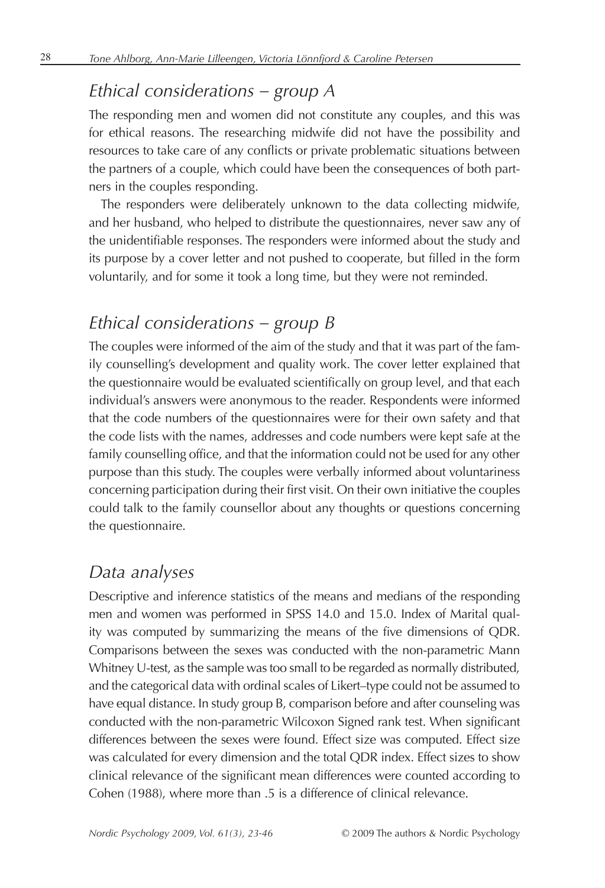## *Ethical considerations – group A*

The responding men and women did not constitute any couples, and this was for ethical reasons. The researching midwife did not have the possibility and resources to take care of any conflicts or private problematic situations between the partners of a couple, which could have been the consequences of both partners in the couples responding.

The responders were deliberately unknown to the data collecting midwife, and her husband, who helped to distribute the questionnaires, never saw any of the unidentifiable responses. The responders were informed about the study and its purpose by a cover letter and not pushed to cooperate, but filled in the form voluntarily, and for some it took a long time, but they were not reminded.

## *Ethical considerations – group B*

The couples were informed of the aim of the study and that it was part of the family counselling's development and quality work. The cover letter explained that the questionnaire would be evaluated scientifically on group level, and that each individual's answers were anonymous to the reader. Respondents were informed that the code numbers of the questionnaires were for their own safety and that the code lists with the names, addresses and code numbers were kept safe at the family counselling office, and that the information could not be used for any other purpose than this study. The couples were verbally informed about voluntariness concerning participation during their first visit. On their own initiative the couples could talk to the family counsellor about any thoughts or questions concerning the questionnaire.

## *Data analyses*

Descriptive and inference statistics of the means and medians of the responding men and women was performed in SPSS 14.0 and 15.0. Index of Marital quality was computed by summarizing the means of the five dimensions of QDR. Comparisons between the sexes was conducted with the non-parametric Mann Whitney U-test, as the sample was too small to be regarded as normally distributed, and the categorical data with ordinal scales of Likert–type could not be assumed to have equal distance. In study group B, comparison before and after counseling was conducted with the non-parametric Wilcoxon Signed rank test. When significant differences between the sexes were found. Effect size was computed. Effect size was calculated for every dimension and the total QDR index. Effect sizes to show clinical relevance of the significant mean differences were counted according to Cohen (1988), where more than .5 is a difference of clinical relevance.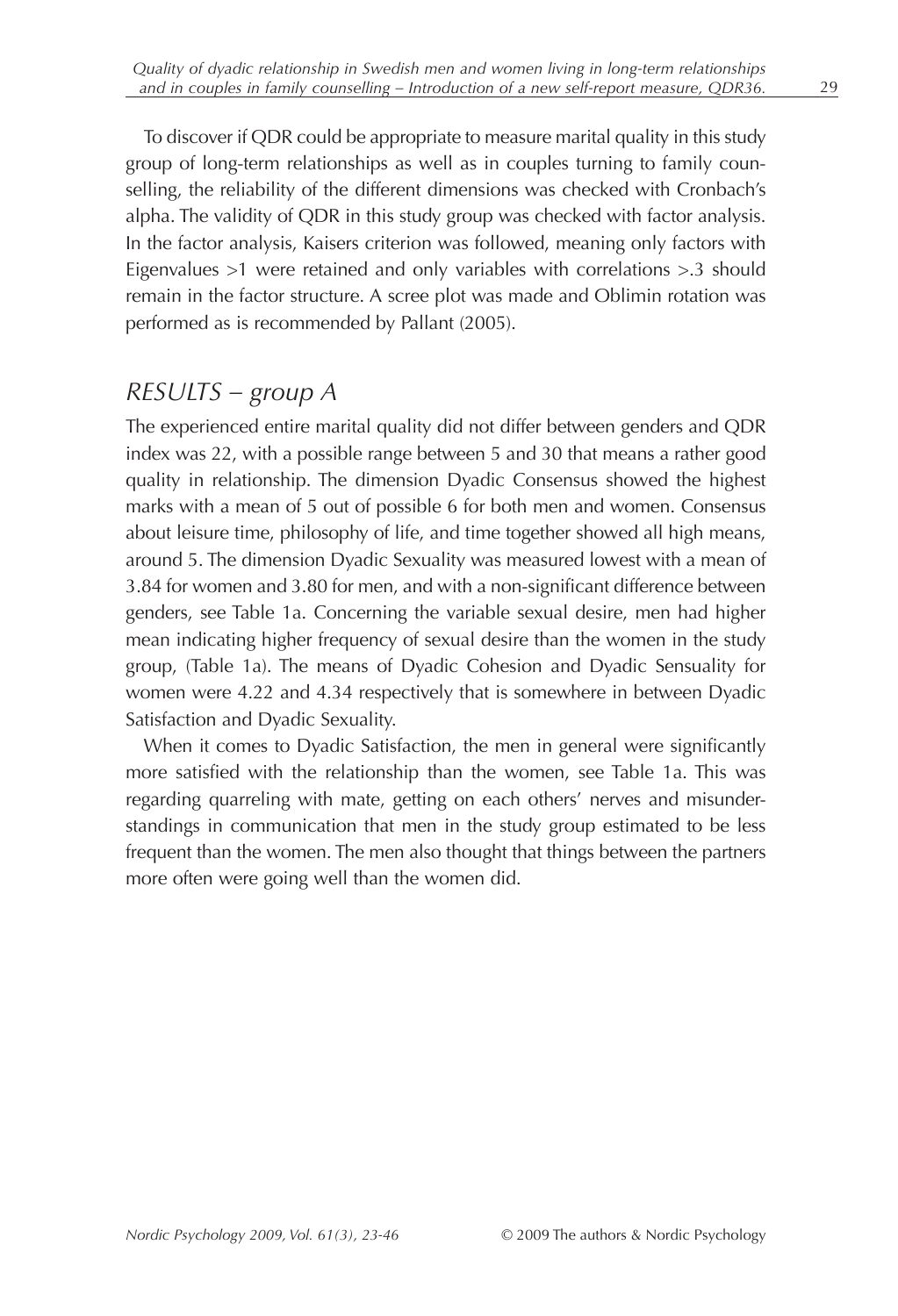To discover if QDR could be appropriate to measure marital quality in this study group of long-term relationships as well as in couples turning to family counselling, the reliability of the different dimensions was checked with Cronbach's alpha. The validity of QDR in this study group was checked with factor analysis. In the factor analysis, Kaisers criterion was followed, meaning only factors with Eigenvalues >1 were retained and only variables with correlations >.3 should remain in the factor structure. A scree plot was made and Oblimin rotation was performed as is recommended by Pallant (2005).

## *RESULTS – group A*

The experienced entire marital quality did not differ between genders and QDR index was 22, with a possible range between 5 and 30 that means a rather good quality in relationship. The dimension Dyadic Consensus showed the highest marks with a mean of 5 out of possible 6 for both men and women. Consensus about leisure time, philosophy of life, and time together showed all high means, around 5. The dimension Dyadic Sexuality was measured lowest with a mean of 3.84 for women and 3.80 for men, and with a non-significant difference between genders, see Table 1a. Concerning the variable sexual desire, men had higher mean indicating higher frequency of sexual desire than the women in the study group, (Table 1a). The means of Dyadic Cohesion and Dyadic Sensuality for women were 4.22 and 4.34 respectively that is somewhere in between Dyadic Satisfaction and Dyadic Sexuality.

When it comes to Dyadic Satisfaction, the men in general were significantly more satisfied with the relationship than the women, see Table 1a. This was regarding quarreling with mate, getting on each others' nerves and misunderstandings in communication that men in the study group estimated to be less frequent than the women. The men also thought that things between the partners more often were going well than the women did.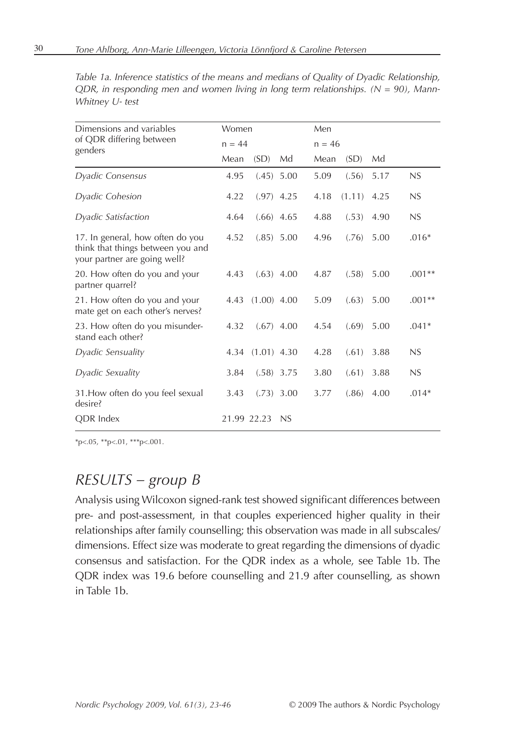*Table 1a. Inference statistics of the means and medians of Quality of Dyadic Relationship, QDR, in responding men and women living in long term relationships. (N = 90), Mann-Whitney U- test*

| Dimensions and variables of QDR differing between genders | Women | | | Men | | | |
|---|---|---|---|---|---|---|---|
| | n = 44 | | | n = 46 | | | |
| | Mean | (SD) | Md | Mean | (SD) | Md | |
| *Dyadic Consensus* | 4.95 | (.45) | 5.00 | 5.09 | (.56) | 5.17 | NS |
| *Dyadic Cohesion* | 4.22 | (.97) | 4.25 | 4.18 | (1.11) | 4.25 | NS |
| *Dyadic Satisfaction* | 4.64 | (.66) | 4.65 | 4.88 | (.53) | 4.90 | NS |
| 17. In general, how often do you think that things between you and your partner are going well? | 4.52 | (.85) | 5.00 | 4.96 | (.76) | 5.00 | .016* |
| 20. How often do you and your partner quarrel? | 4.43 | (.63) | 4.00 | 4.87 | (.58) | 5.00 | .001** |
| 21. How often do you and your mate get on each other's nerves? | 4.43 | (1.00) | 4.00 | 5.09 | (.63) | 5.00 | .001** |
| 23. How often do you misunderstand each other? | 4.32 | (.67) | 4.00 | 4.54 | (.69) | 5.00 | .041* |
| *Dyadic Sensuality* | 4.34 | (1.01) | 4.30 | 4.28 | (.61) | 3.88 | NS |
| *Dyadic Sexuality* | 3.84 | (.58) | 3.75 | 3.80 | (.61) | 3.88 | NS |
| 31.How often do you feel sexual desire? | 3.43 | (.73) | 3.00 | 3.77 | (.86) | 4.00 | .014* |
| QDR Index | 21.99 | 22.23 | NS | | | | |

*p<.05, **p<.01, ***p<.001.

## *RESULTS – group B*

Analysis using Wilcoxon signed-rank test showed significant differences between pre- and post-assessment, in that couples experienced higher quality in their relationships after family counselling; this observation was made in all subscales/dimensions. Effect size was moderate to great regarding the dimensions of dyadic consensus and satisfaction. For the QDR index as a whole, see Table 1b. The QDR index was 19.6 before counselling and 21.9 after counselling, as shown in Table 1b.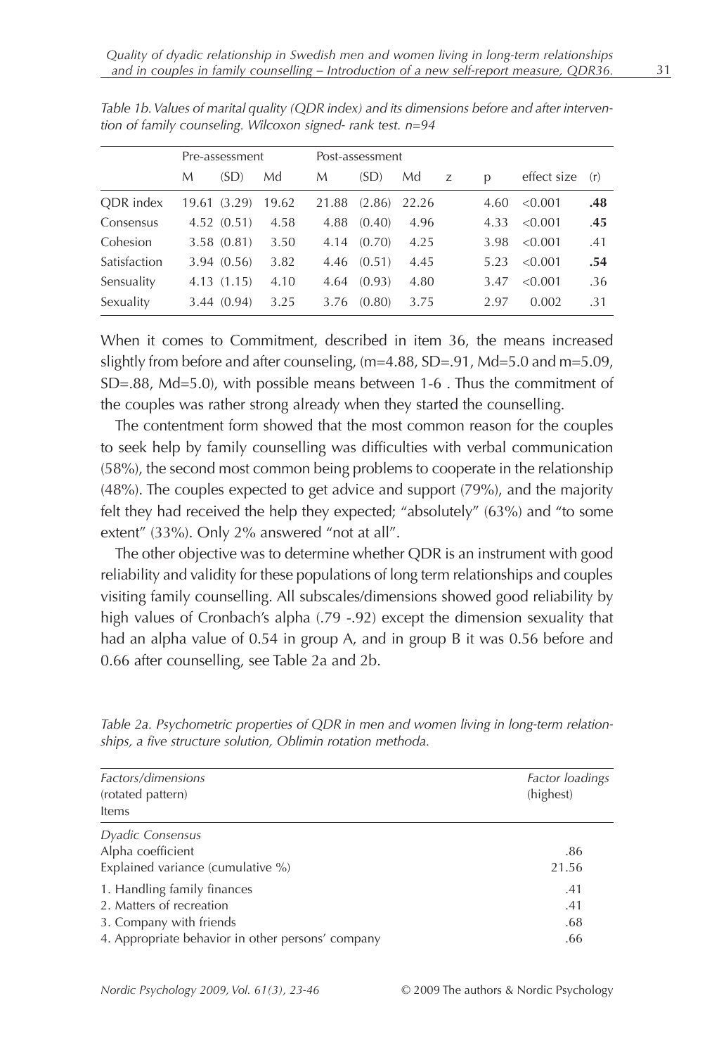*Table 1b. Values of marital quality (QDR index) and its dimensions before and after intervention of family counseling. Wilcoxon signed- rank test. n=94*

| | Pre-assessment | | | Post-assessment | | | | | | |
|---|---|---|---|---|---|---|---|---|---|---|
| | M | (SD) | Md | M | (SD) | Md | z | p | effect size | (r) |
| QDR index | 19.61 | (3.29) | 19.62 | 21.88 | (2.86) | 22.26 | | 4.60 | <0.001 | **.48** |
| Consensus | 4.52 | (0.51) | 4.58 | 4.88 | (0.40) | 4.96 | | 4.33 | <0.001 | **.45** |
| Cohesion | 3.58 | (0.81) | 3.50 | 4.14 | (0.70) | 4.25 | | 3.98 | <0.001 | .41 |
| Satisfaction | 3.94 | (0.56) | 3.82 | 4.46 | (0.51) | 4.45 | | 5.23 | <0.001 | **.54** |
| Sensuality | 4.13 | (1.15) | 4.10 | 4.64 | (0.93) | 4.80 | | 3.47 | <0.001 | .36 |
| Sexuality | 3.44 | (0.94) | 3.25 | 3.76 | (0.80) | 3.75 | | 2.97 | 0.002 | .31 |

When it comes to Commitment, described in item 36, the means increased slightly from before and after counseling, (m=4.88, SD=.91, Md=5.0 and m=5.09, SD=.88, Md=5.0), with possible means between 1-6 . Thus the commitment of the couples was rather strong already when they started the counselling.

The contentment form showed that the most common reason for the couples to seek help by family counselling was difficulties with verbal communication (58%), the second most common being problems to cooperate in the relationship (48%). The couples expected to get advice and support (79%), and the majority felt they had received the help they expected; "absolutely" (63%) and "to some extent" (33%). Only 2% answered "not at all".

The other objective was to determine whether QDR is an instrument with good reliability and validity for these populations of long term relationships and couples visiting family counselling. All subscales/dimensions showed good reliability by high values of Cronbach's alpha (.79 -.92) except the dimension sexuality that had an alpha value of 0.54 in group A, and in group B it was 0.56 before and 0.66 after counselling, see Table 2a and 2b.

*Table 2a. Psychometric properties of QDR in men and women living in long-term relationships, a five structure solution, Oblimin rotation methoda.*

| *Factors/dimensions* (rotated pattern) Items | *Factor loadings* (highest) |
|---|---|
| *Dyadic Consensus* | |
| Alpha coefficient | .86 |
| Explained variance (cumulative %) | 21.56 |
| 1. Handling family finances | .41 |
| 2. Matters of recreation | .41 |
| 3. Company with friends | .68 |
| 4. Appropriate behavior in other persons' company | .66 |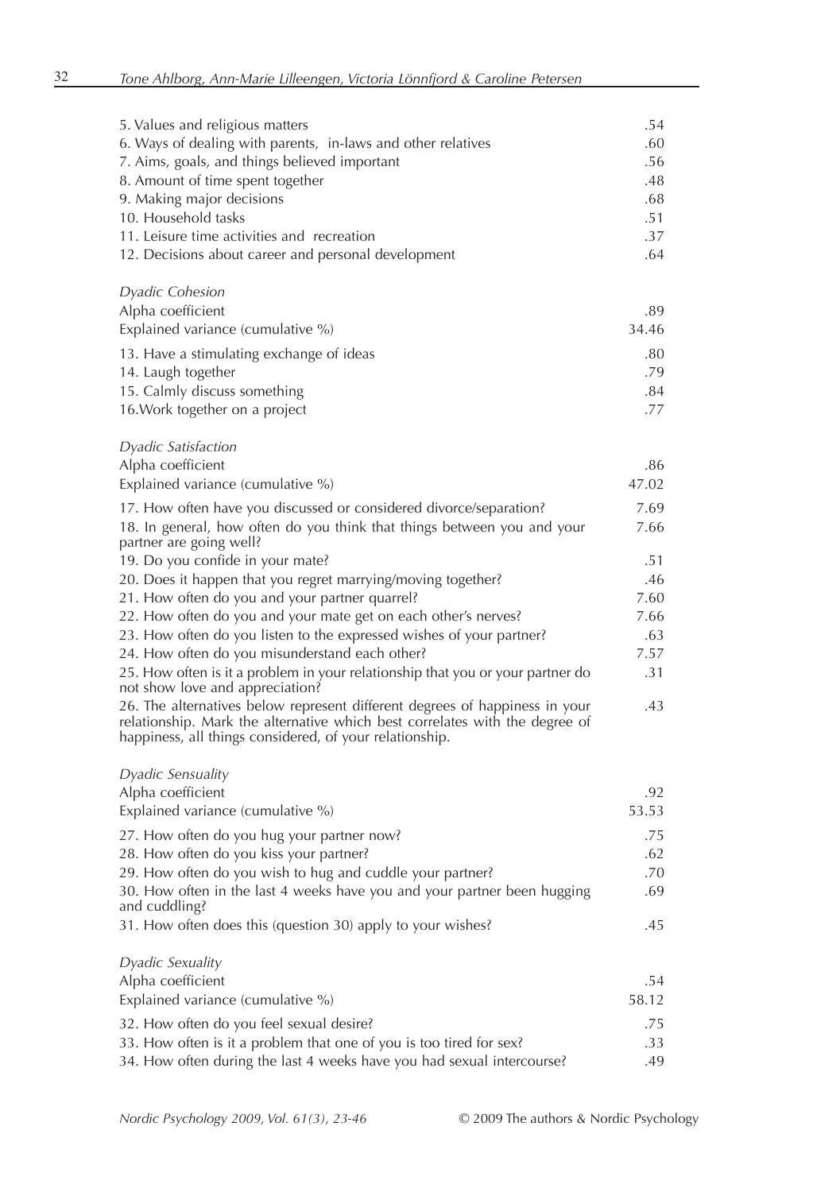| | |
|---|---|
| 5. Values and religious matters | .54 |
| 6. Ways of dealing with parents, in-laws and other relatives | .60 |
| 7. Aims, goals, and things believed important | .56 |
| 8. Amount of time spent together | .48 |
| 9. Making major decisions | .68 |
| 10. Household tasks | .51 |
| 11. Leisure time activities and recreation | .37 |
| 12. Decisions about career and personal development | .64 |
| *Dyadic Cohesion* | |
| Alpha coefficient | .89 |
| Explained variance (cumulative %) | 34.46 |
| 13. Have a stimulating exchange of ideas | .80 |
| 14. Laugh together | .79 |
| 15. Calmly discuss something | .84 |
| 16.Work together on a project | .77 |
| *Dyadic Satisfaction* | |
| Alpha coefficient | .86 |
| Explained variance (cumulative %) | 47.02 |
| 17. How often have you discussed or considered divorce/separation? | 7.69 |
| 18. In general, how often do you think that things between you and your partner are going well? | 7.66 |
| 19. Do you confide in your mate? | .51 |
| 20. Does it happen that you regret marrying/moving together? | .46 |
| 21. How often do you and your partner quarrel? | 7.60 |
| 22. How often do you and your mate get on each other's nerves? | 7.66 |
| 23. How often do you listen to the expressed wishes of your partner? | .63 |
| 24. How often do you misunderstand each other? | 7.57 |
| 25. How often is it a problem in your relationship that you or your partner do not show love and appreciation? | .31 |
| 26. The alternatives below represent different degrees of happiness in your relationship. Mark the alternative which best correlates with the degree of happiness, all things considered, of your relationship. | .43 |
| *Dyadic Sensuality* | |
| Alpha coefficient | .92 |
| Explained variance (cumulative %) | 53.53 |
| 27. How often do you hug your partner now? | .75 |
| 28. How often do you kiss your partner? | .62 |
| 29. How often do you wish to hug and cuddle your partner? | .70 |
| 30. How often in the last 4 weeks have you and your partner been hugging and cuddling? | .69 |
| 31. How often does this (question 30) apply to your wishes? | .45 |
| *Dyadic Sexuality* | |
| Alpha coefficient | .54 |
| Explained variance (cumulative %) | 58.12 |
| 32. How often do you feel sexual desire? | .75 |
| 33. How often is it a problem that one of you is too tired for sex? | .33 |
| 34. How often during the last 4 weeks have you had sexual intercourse? | .49 |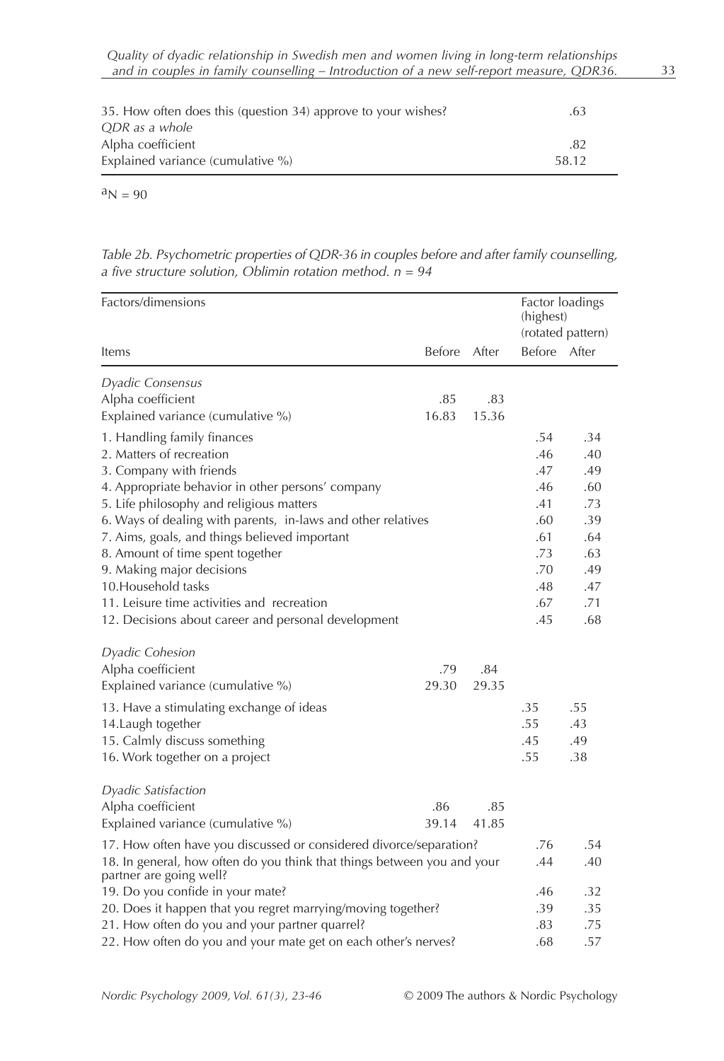| | |
|---|---|
| 35. How often does this (question 34) approve to your wishes? | .63 |
| *QDR as a whole* | |
| Alpha coefficient | .82 |
| Explained variance (cumulative %) | 58.12 |

[a]N = 90

*Table 2b. Psychometric properties of QDR-36 in couples before and after family counselling, a five structure solution, Oblimin rotation method. n = 94*

| Factors/dimensions | | | Factor loadings (highest) (rotated pattern) | |
|---|---|---|---|---|
| Items | Before | After | Before | After |
| *Dyadic Consensus* | | | | |
| Alpha coefficient | .85 | .83 | | |
| Explained variance (cumulative %) | 16.83 | 15.36 | | |
| 1. Handling family finances | | | .54 | .34 |
| 2. Matters of recreation | | | .46 | .40 |
| 3. Company with friends | | | .47 | .49 |
| 4. Appropriate behavior in other persons' company | | | .46 | .60 |
| 5. Life philosophy and religious matters | | | .41 | .73 |
| 6. Ways of dealing with parents, in-laws and other relatives | | | .60 | .39 |
| 7. Aims, goals, and things believed important | | | .61 | .64 |
| 8. Amount of time spent together | | | .73 | .63 |
| 9. Making major decisions | | | .70 | .49 |
| 10.Household tasks | | | .48 | .47 |
| 11. Leisure time activities and recreation | | | .67 | .71 |
| 12. Decisions about career and personal development | | | .45 | .68 |
| *Dyadic Cohesion* | | | | |
| Alpha coefficient | .79 | .84 | | |
| Explained variance (cumulative %) | 29.30 | 29.35 | | |
| 13. Have a stimulating exchange of ideas | | | .35 | .55 |
| 14.Laugh together | | | .55 | .43 |
| 15. Calmly discuss something | | | .45 | .49 |
| 16. Work together on a project | | | .55 | .38 |
| *Dyadic Satisfaction* | | | | |
| Alpha coefficient | .86 | .85 | | |
| Explained variance (cumulative %) | 39.14 | 41.85 | | |
| 17. How often have you discussed or considered divorce/separation? | | | .76 | .54 |
| 18. In general, how often do you think that things between you and your partner are going well? | | | .44 | .40 |
| 19. Do you confide in your mate? | | | .46 | .32 |
| 20. Does it happen that you regret marrying/moving together? | | | .39 | .35 |
| 21. How often do you and your partner quarrel? | | | .83 | .75 |
| 22. How often do you and your mate get on each other's nerves? | | | .68 | .57 |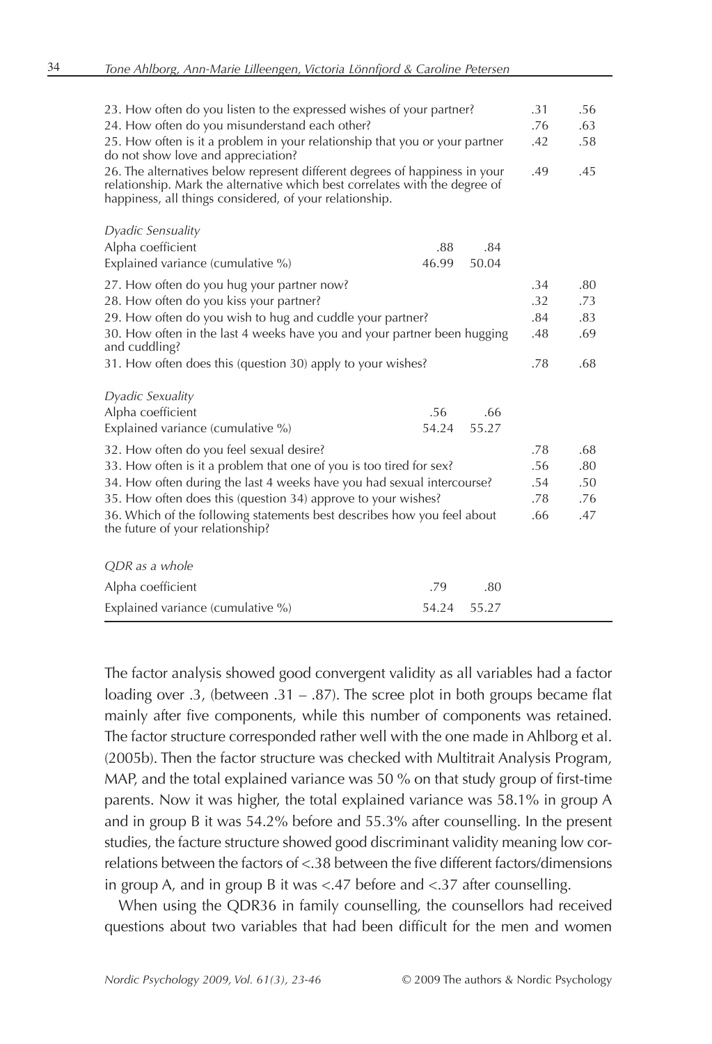| | | | | |
|---|---|---|---|---|
| 23. How often do you listen to the expressed wishes of your partner? | | | .31 | .56 |
| 24. How often do you misunderstand each other? | | | .76 | .63 |
| 25. How often is it a problem in your relationship that you or your partner do not show love and appreciation? | | | .42 | .58 |
| 26. The alternatives below represent different degrees of happiness in your relationship. Mark the alternative which best correlates with the degree of happiness, all things considered, of your relationship. | | | .49 | .45 |
| *Dyadic Sensuality* | | | | |
| Alpha coefficient | .88 | .84 | | |
| Explained variance (cumulative %) | 46.99 | 50.04 | | |
| 27. How often do you hug your partner now? | | | .34 | .80 |
| 28. How often do you kiss your partner? | | | .32 | .73 |
| 29. How often do you wish to hug and cuddle your partner? | | | .84 | .83 |
| 30. How often in the last 4 weeks have you and your partner been hugging and cuddling? | | | .48 | .69 |
| 31. How often does this (question 30) apply to your wishes? | | | .78 | .68 |
| *Dyadic Sexuality* | | | | |
| Alpha coefficient | .56 | .66 | | |
| Explained variance (cumulative %) | 54.24 | 55.27 | | |
| 32. How often do you feel sexual desire? | | | .78 | .68 |
| 33. How often is it a problem that one of you is too tired for sex? | | | .56 | .80 |
| 34. How often during the last 4 weeks have you had sexual intercourse? | | | .54 | .50 |
| 35. How often does this (question 34) approve to your wishes? | | | .78 | .76 |
| 36. Which of the following statements best describes how you feel about the future of your relationship? | | | .66 | .47 |
| *QDR as a whole* | | | | |
| Alpha coefficient | .79 | .80 | | |
| Explained variance (cumulative %) | 54.24 | 55.27 | | |

The factor analysis showed good convergent validity as all variables had a factor loading over .3, (between .31 – .87). The scree plot in both groups became flat mainly after five components, while this number of components was retained. The factor structure corresponded rather well with the one made in Ahlborg et al. (2005b). Then the factor structure was checked with Multitrait Analysis Program, MAP, and the total explained variance was 50 % on that study group of first-time parents. Now it was higher, the total explained variance was 58.1% in group A and in group B it was 54.2% before and 55.3% after counselling. In the present studies, the facture structure showed good discriminant validity meaning low correlations between the factors of <.38 between the five different factors/dimensions in group A, and in group B it was <.47 before and <.37 after counselling.

When using the QDR36 in family counselling, the counsellors had received questions about two variables that had been difficult for the men and women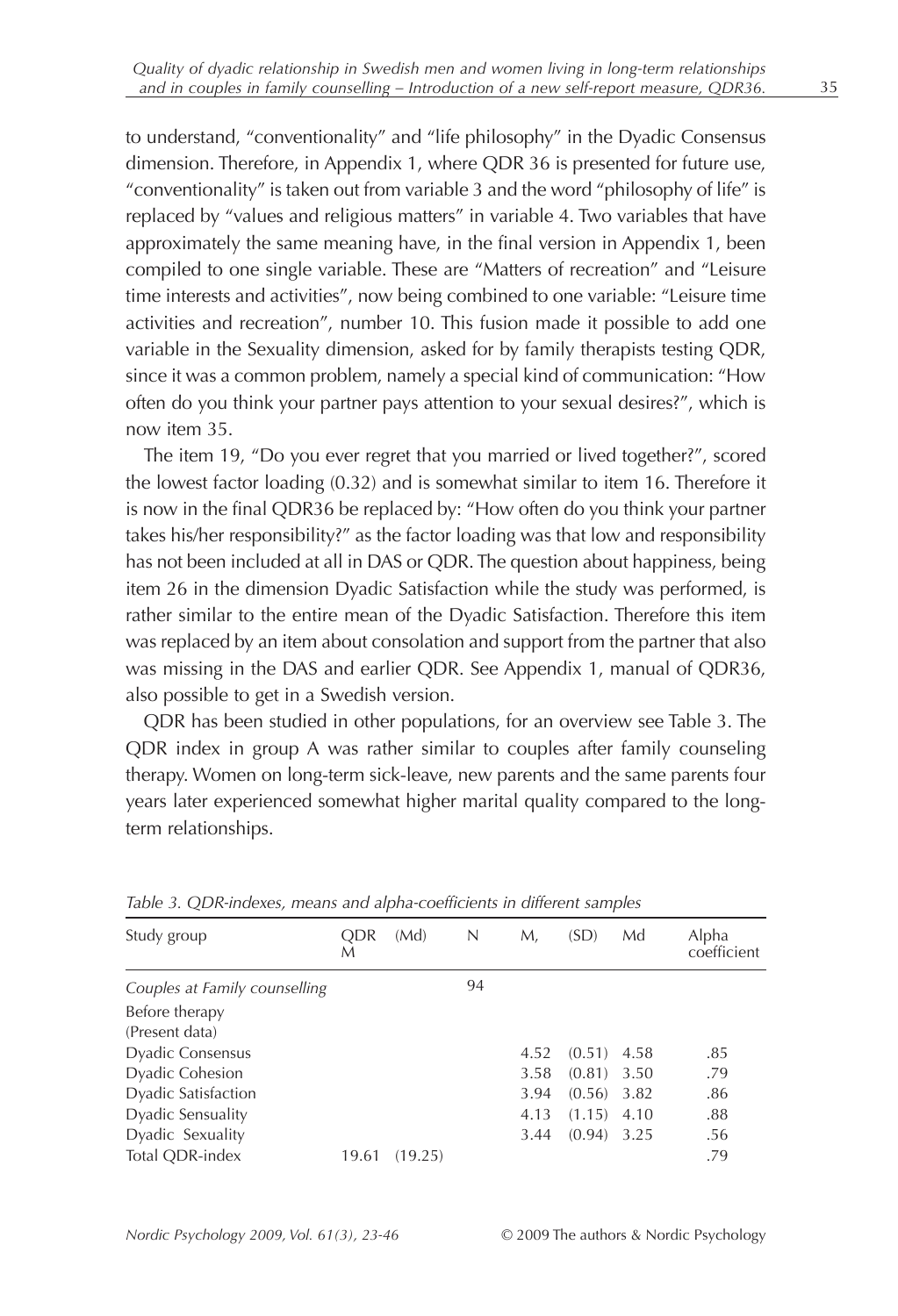to understand, "conventionality" and "life philosophy" in the Dyadic Consensus dimension. Therefore, in Appendix 1, where QDR 36 is presented for future use, "conventionality" is taken out from variable 3 and the word "philosophy of life" is replaced by "values and religious matters" in variable 4. Two variables that have approximately the same meaning have, in the final version in Appendix 1, been compiled to one single variable. These are "Matters of recreation" and "Leisure time interests and activities", now being combined to one variable: "Leisure time activities and recreation", number 10. This fusion made it possible to add one variable in the Sexuality dimension, asked for by family therapists testing QDR, since it was a common problem, namely a special kind of communication: "How often do you think your partner pays attention to your sexual desires?", which is now item 35.

The item 19, "Do you ever regret that you married or lived together?", scored the lowest factor loading (0.32) and is somewhat similar to item 16. Therefore it is now in the final QDR36 be replaced by: "How often do you think your partner takes his/her responsibility?" as the factor loading was that low and responsibility has not been included at all in DAS or QDR. The question about happiness, being item 26 in the dimension Dyadic Satisfaction while the study was performed, is rather similar to the entire mean of the Dyadic Satisfaction. Therefore this item was replaced by an item about consolation and support from the partner that also was missing in the DAS and earlier QDR. See Appendix 1, manual of QDR36, also possible to get in a Swedish version.

QDR has been studied in other populations, for an overview see Table 3. The QDR index in group A was rather similar to couples after family counseling therapy. Women on long-term sick-leave, new parents and the same parents four years later experienced somewhat higher marital quality compared to the long-term relationships.

*Table 3. QDR-indexes, means and alpha-coefficients in different samples*

| Study group | QDR M | (Md) | N | M, | (SD) | Md | Alpha coefficient |
|---|---|---|---|---|---|---|---|
| *Couples at Family counselling* | | | 94 | | | | |
| Before therapy (Present data) | | | | | | | |
| Dyadic Consensus | | | | 4.52 | (0.51) | 4.58 | .85 |
| Dyadic Cohesion | | | | 3.58 | (0.81) | 3.50 | .79 |
| Dyadic Satisfaction | | | | 3.94 | (0.56) | 3.82 | .86 |
| Dyadic Sensuality | | | | 4.13 | (1.15) | 4.10 | .88 |
| Dyadic Sexuality | | | | 3.44 | (0.94) | 3.25 | .56 |
| Total QDR-index | 19.61 | (19.25) | | | | | .79 |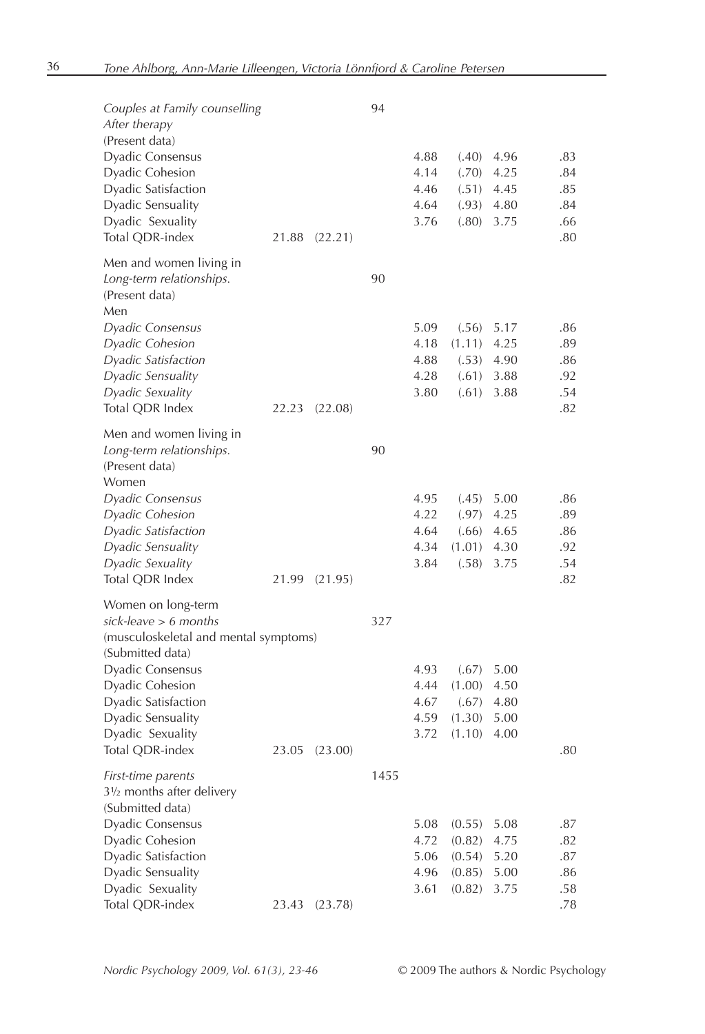| | | | | | | |
|---|---|---|---|---|---|---|
| *Couples at Family counselling* | | 94 | | | | |
| *After therapy* | | | | | | |
| (Present data) | | | | | | |
| Dyadic Consensus | | | 4.88 | (.40) | 4.96 | .83 |
| Dyadic Cohesion | | | 4.14 | (.70) | 4.25 | .84 |
| Dyadic Satisfaction | | | 4.46 | (.51) | 4.45 | .85 |
| Dyadic Sensuality | | | 4.64 | (.93) | 4.80 | .84 |
| Dyadic Sexuality | | | 3.76 | (.80) | 3.75 | .66 |
| Total QDR-index | 21.88 (22.21) | | | | | .80 |
| Men and women living in | | | | | | |
| *Long-term relationships.* | | 90 | | | | |
| (Present data) | | | | | | |
| Men | | | | | | |
| *Dyadic Consensus* | | | 5.09 | (.56) | 5.17 | .86 |
| *Dyadic Cohesion* | | | 4.18 | (1.11) | 4.25 | .89 |
| *Dyadic Satisfaction* | | | 4.88 | (.53) | 4.90 | .86 |
| *Dyadic Sensuality* | | | 4.28 | (.61) | 3.88 | .92 |
| *Dyadic Sexuality* | | | 3.80 | (.61) | 3.88 | .54 |
| Total QDR Index | 22.23 (22.08) | | | | | .82 |
| Men and women living in | | | | | | |
| *Long-term relationships.* | | 90 | | | | |
| (Present data) | | | | | | |
| Women | | | | | | |
| *Dyadic Consensus* | | | 4.95 | (.45) | 5.00 | .86 |
| *Dyadic Cohesion* | | | 4.22 | (.97) | 4.25 | .89 |
| *Dyadic Satisfaction* | | | 4.64 | (.66) | 4.65 | .86 |
| *Dyadic Sensuality* | | | 4.34 | (1.01) | 4.30 | .92 |
| *Dyadic Sexuality* | | | 3.84 | (.58) | 3.75 | .54 |
| Total QDR Index | 21.99 (21.95) | | | | | .82 |
| Women on long-term | | | | | | |
| *sick-leave > 6 months* | | 327 | | | | |
| (musculoskeletal and mental symptoms) | | | | | | |
| (Submitted data) | | | | | | |
| Dyadic Consensus | | | 4.93 | (.67) | 5.00 | |
| Dyadic Cohesion | | | 4.44 | (1.00) | 4.50 | |
| Dyadic Satisfaction | | | 4.67 | (.67) | 4.80 | |
| Dyadic Sensuality | | | 4.59 | (1.30) | 5.00 | |
| Dyadic Sexuality | | | 3.72 | (1.10) | 4.00 | |
| Total QDR-index | 23.05 (23.00) | | | | | .80 |
| *First-time parents* | | 1455 | | | | |
| 3½ months after delivery | | | | | | |
| (Submitted data) | | | | | | |
| Dyadic Consensus | | | 5.08 | (0.55) | 5.08 | .87 |
| Dyadic Cohesion | | | 4.72 | (0.82) | 4.75 | .82 |
| Dyadic Satisfaction | | | 5.06 | (0.54) | 5.20 | .87 |
| Dyadic Sensuality | | | 4.96 | (0.85) | 5.00 | .86 |
| Dyadic Sexuality | | | 3.61 | (0.82) | 3.75 | .58 |
| Total QDR-index | 23.43 (23.78) | | | | | .78 |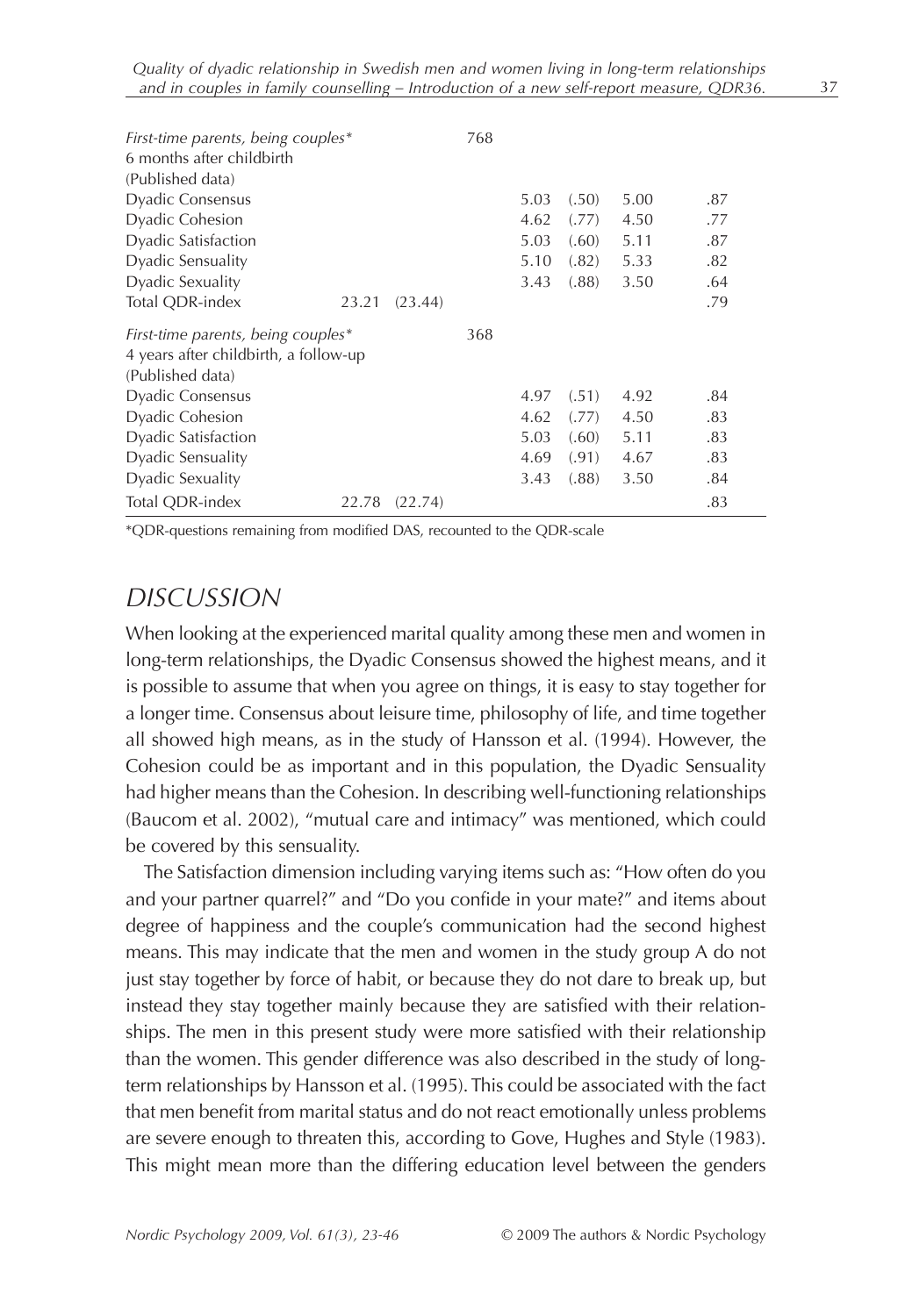| | | | | | | | |
|---|---|---|---|---|---|---|---|
| *First-time parents, being couples** 6 months after childbirth (Published data) | | | 768 | | | | |
| Dyadic Consensus | | | | 5.03 | (.50) | 5.00 | .87 |
| Dyadic Cohesion | | | | 4.62 | (.77) | 4.50 | .77 |
| Dyadic Satisfaction | | | | 5.03 | (.60) | 5.11 | .87 |
| Dyadic Sensuality | | | | 5.10 | (.82) | 5.33 | .82 |
| Dyadic Sexuality | | | | 3.43 | (.88) | 3.50 | .64 |
| Total QDR-index | 23.21 | (23.44) | | | | | .79 |
| *First-time parents, being couples** 4 years after childbirth, a follow-up (Published data) | | | 368 | | | | |
| Dyadic Consensus | | | | 4.97 | (.51) | 4.92 | .84 |
| Dyadic Cohesion | | | | 4.62 | (.77) | 4.50 | .83 |
| Dyadic Satisfaction | | | | 5.03 | (.60) | 5.11 | .83 |
| Dyadic Sensuality | | | | 4.69 | (.91) | 4.67 | .83 |
| Dyadic Sexuality | | | | 3.43 | (.88) | 3.50 | .84 |
| Total QDR-index | 22.78 | (22.74) | | | | | .83 |

*QDR-questions remaining from modified DAS, recounted to the QDR-scale

## DISCUSSION

When looking at the experienced marital quality among these men and women in long-term relationships, the Dyadic Consensus showed the highest means, and it is possible to assume that when you agree on things, it is easy to stay together for a longer time. Consensus about leisure time, philosophy of life, and time together all showed high means, as in the study of Hansson et al. (1994). However, the Cohesion could be as important and in this population, the Dyadic Sensuality had higher means than the Cohesion. In describing well-functioning relationships (Baucom et al. 2002), "mutual care and intimacy" was mentioned, which could be covered by this sensuality.

The Satisfaction dimension including varying items such as: "How often do you and your partner quarrel?" and "Do you confide in your mate?" and items about degree of happiness and the couple's communication had the second highest means. This may indicate that the men and women in the study group A do not just stay together by force of habit, or because they do not dare to break up, but instead they stay together mainly because they are satisfied with their relationships. The men in this present study were more satisfied with their relationship than the women. This gender difference was also described in the study of long-term relationships by Hansson et al. (1995). This could be associated with the fact that men benefit from marital status and do not react emotionally unless problems are severe enough to threaten this, according to Gove, Hughes and Style (1983). This might mean more than the differing education level between the genders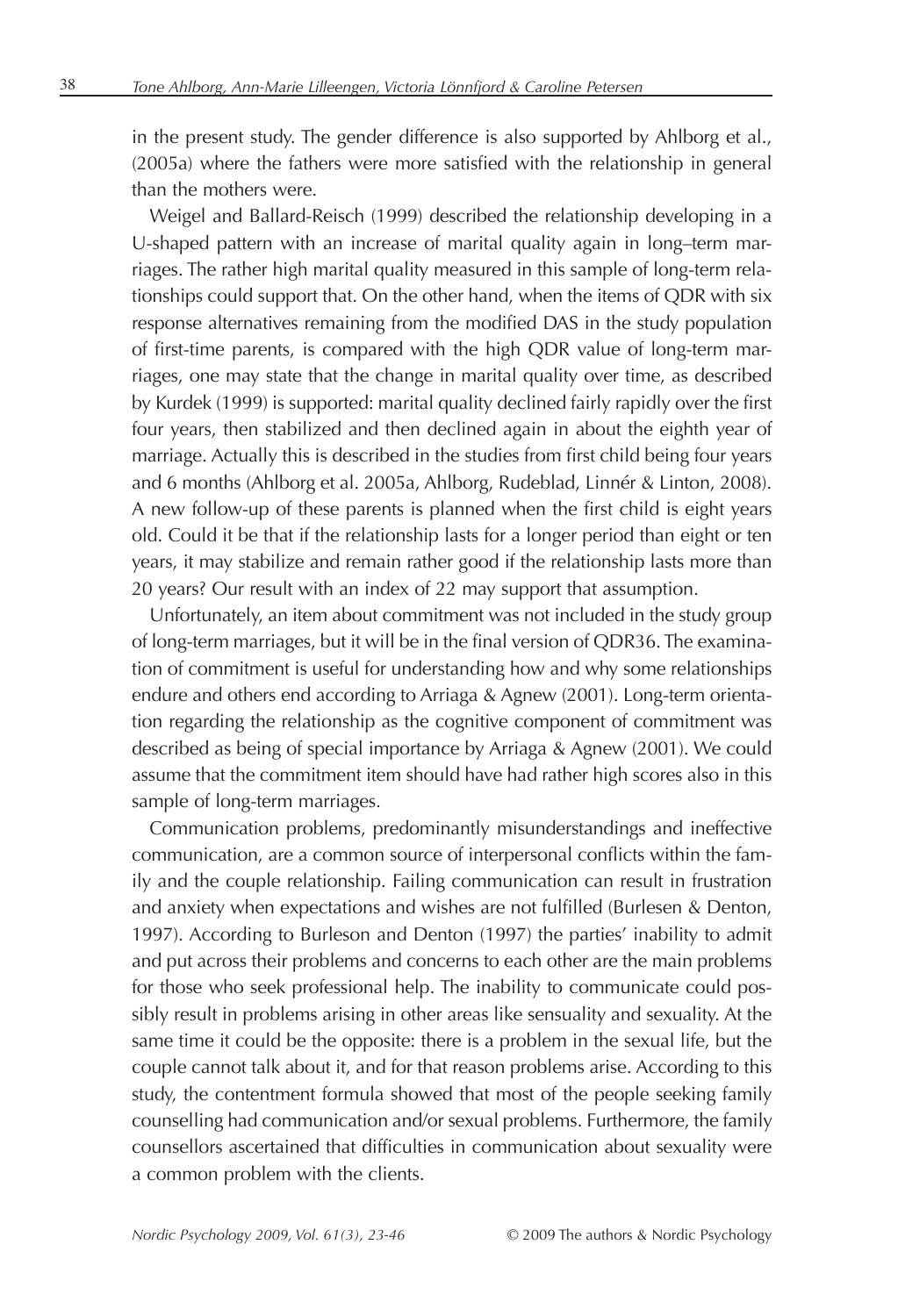in the present study. The gender difference is also supported by Ahlborg et al., (2005a) where the fathers were more satisfied with the relationship in general than the mothers were.

Weigel and Ballard-Reisch (1999) described the relationship developing in a U-shaped pattern with an increase of marital quality again in long–term marriages. The rather high marital quality measured in this sample of long-term relationships could support that. On the other hand, when the items of QDR with six response alternatives remaining from the modified DAS in the study population of first-time parents, is compared with the high QDR value of long-term marriages, one may state that the change in marital quality over time, as described by Kurdek (1999) is supported: marital quality declined fairly rapidly over the first four years, then stabilized and then declined again in about the eighth year of marriage. Actually this is described in the studies from first child being four years and 6 months (Ahlborg et al. 2005a, Ahlborg, Rudeblad, Linnér & Linton, 2008). A new follow-up of these parents is planned when the first child is eight years old. Could it be that if the relationship lasts for a longer period than eight or ten years, it may stabilize and remain rather good if the relationship lasts more than 20 years? Our result with an index of 22 may support that assumption.

Unfortunately, an item about commitment was not included in the study group of long-term marriages, but it will be in the final version of QDR36. The examination of commitment is useful for understanding how and why some relationships endure and others end according to Arriaga & Agnew (2001). Long-term orientation regarding the relationship as the cognitive component of commitment was described as being of special importance by Arriaga & Agnew (2001). We could assume that the commitment item should have had rather high scores also in this sample of long-term marriages.

Communication problems, predominantly misunderstandings and ineffective communication, are a common source of interpersonal conflicts within the family and the couple relationship. Failing communication can result in frustration and anxiety when expectations and wishes are not fulfilled (Burlesen & Denton, 1997). According to Burleson and Denton (1997) the parties' inability to admit and put across their problems and concerns to each other are the main problems for those who seek professional help. The inability to communicate could possibly result in problems arising in other areas like sensuality and sexuality. At the same time it could be the opposite: there is a problem in the sexual life, but the couple cannot talk about it, and for that reason problems arise. According to this study, the contentment formula showed that most of the people seeking family counselling had communication and/or sexual problems. Furthermore, the family counsellors ascertained that difficulties in communication about sexuality were a common problem with the clients.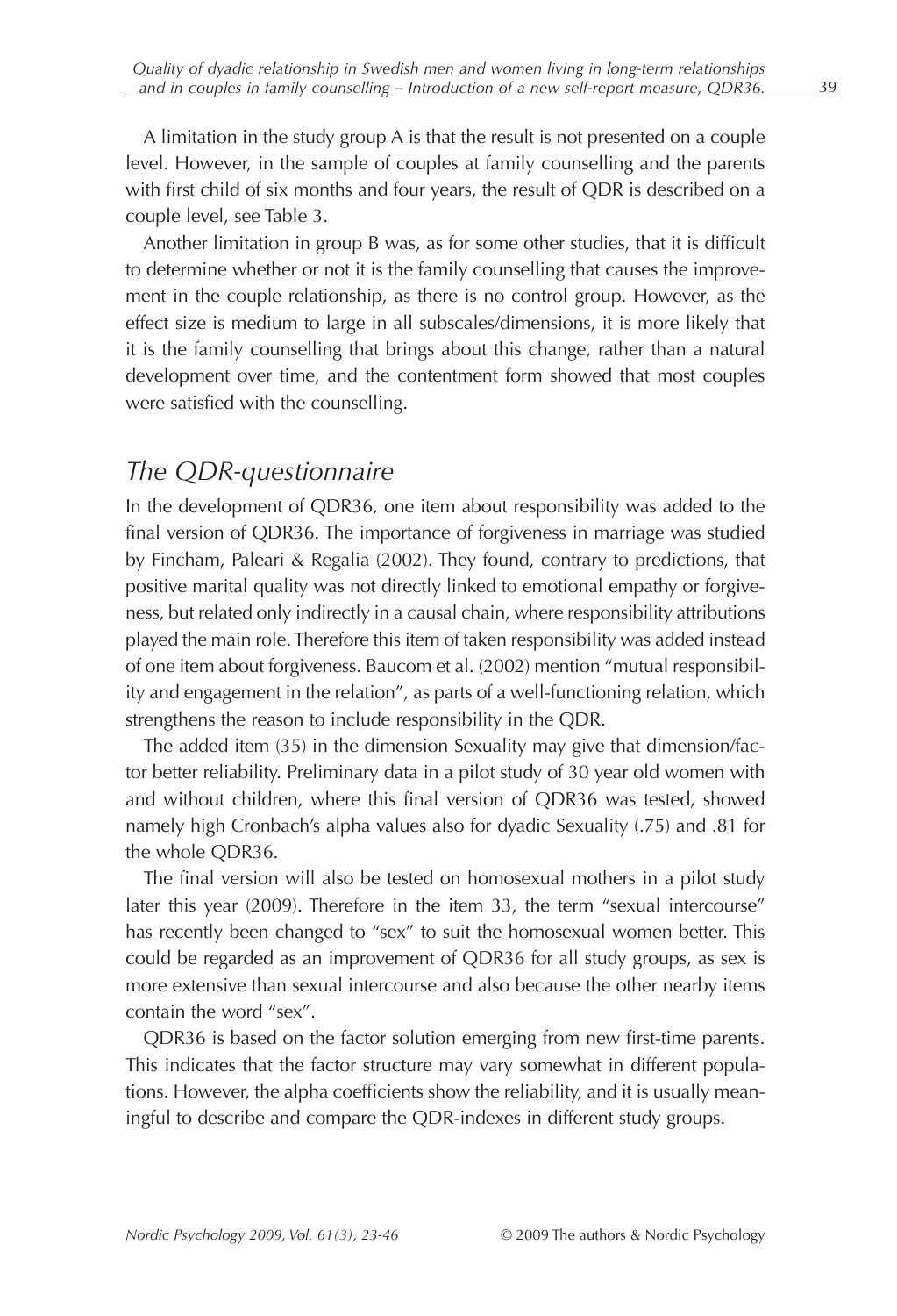A limitation in the study group A is that the result is not presented on a couple level. However, in the sample of couples at family counselling and the parents with first child of six months and four years, the result of QDR is described on a couple level, see Table 3.

Another limitation in group B was, as for some other studies, that it is difficult to determine whether or not it is the family counselling that causes the improvement in the couple relationship, as there is no control group. However, as the effect size is medium to large in all subscales/dimensions, it is more likely that it is the family counselling that brings about this change, rather than a natural development over time, and the contentment form showed that most couples were satisfied with the counselling.

## *The QDR-questionnaire*

In the development of QDR36, one item about responsibility was added to the final version of QDR36. The importance of forgiveness in marriage was studied by Fincham, Paleari & Regalia (2002). They found, contrary to predictions, that positive marital quality was not directly linked to emotional empathy or forgiveness, but related only indirectly in a causal chain, where responsibility attributions played the main role. Therefore this item of taken responsibility was added instead of one item about forgiveness. Baucom et al. (2002) mention "mutual responsibility and engagement in the relation", as parts of a well-functioning relation, which strengthens the reason to include responsibility in the QDR.

The added item (35) in the dimension Sexuality may give that dimension/factor better reliability. Preliminary data in a pilot study of 30 year old women with and without children, where this final version of QDR36 was tested, showed namely high Cronbach's alpha values also for dyadic Sexuality (.75) and .81 for the whole QDR36.

The final version will also be tested on homosexual mothers in a pilot study later this year (2009). Therefore in the item 33, the term "sexual intercourse" has recently been changed to "sex" to suit the homosexual women better. This could be regarded as an improvement of QDR36 for all study groups, as sex is more extensive than sexual intercourse and also because the other nearby items contain the word "sex".

QDR36 is based on the factor solution emerging from new first-time parents. This indicates that the factor structure may vary somewhat in different populations. However, the alpha coefficients show the reliability, and it is usually meaningful to describe and compare the QDR-indexes in different study groups.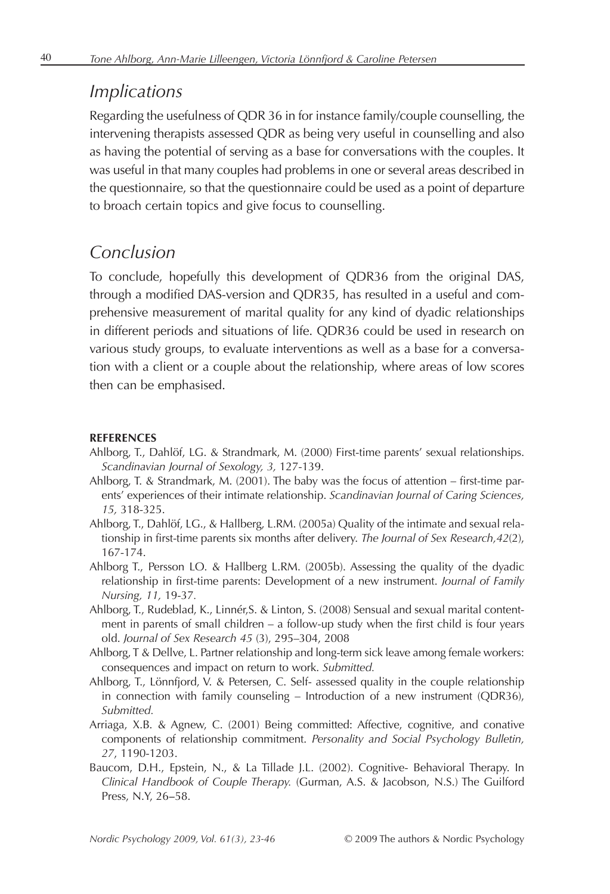## *Implications*

Regarding the usefulness of QDR 36 in for instance family/couple counselling, the intervening therapists assessed QDR as being very useful in counselling and also as having the potential of serving as a base for conversations with the couples. It was useful in that many couples had problems in one or several areas described in the questionnaire, so that the questionnaire could be used as a point of departure to broach certain topics and give focus to counselling.

## *Conclusion*

To conclude, hopefully this development of QDR36 from the original DAS, through a modified DAS-version and QDR35, has resulted in a useful and comprehensive measurement of marital quality for any kind of dyadic relationships in different periods and situations of life. QDR36 could be used in research on various study groups, to evaluate interventions as well as a base for a conversation with a client or a couple about the relationship, where areas of low scores then can be emphasised.

**REFERENCES**

Ahlborg, T., Dahlöf, LG. & Strandmark, M. (2000) First-time parents' sexual relationships. *Scandinavian Journal of Sexology, 3,* 127-139.

Ahlborg, T. & Strandmark, M. (2001). The baby was the focus of attention – first-time parents' experiences of their intimate relationship. *Scandinavian Journal of Caring Sciences, 15,* 318-325.

Ahlborg, T., Dahlöf, LG., & Hallberg, L.RM. (2005a) Quality of the intimate and sexual relationship in first-time parents six months after delivery. *The Journal of Sex Research,42*(2), 167-174.

Ahlborg T., Persson LO. & Hallberg L.RM. (2005b). Assessing the quality of the dyadic relationship in first-time parents: Development of a new instrument. *Journal of Family Nursing, 11,* 19-37.

Ahlborg, T., Rudeblad, K., Linnér,S. & Linton, S. (2008) Sensual and sexual marital contentment in parents of small children – a follow-up study when the first child is four years old. *Journal of Sex Research 45* (3), 295–304, 2008

Ahlborg, T & Dellve, L. Partner relationship and long-term sick leave among female workers: consequences and impact on return to work. *Submitted.*

Ahlborg, T., Lönnfjord, V. & Petersen, C. Self- assessed quality in the couple relationship in connection with family counseling – Introduction of a new instrument (QDR36), *Submitted.*

Arriaga, X.B. & Agnew, C. (2001) Being committed: Affective, cognitive, and conative components of relationship commitment. *Personality and Social Psychology Bulletin, 27*, 1190-1203.

Baucom, D.H., Epstein, N., & La Tillade J.L. (2002). Cognitive- Behavioral Therapy. In *Clinical Handbook of Couple Therapy.* (Gurman, A.S. & Jacobson, N.S.) The Guilford Press, N.Y, 26–58.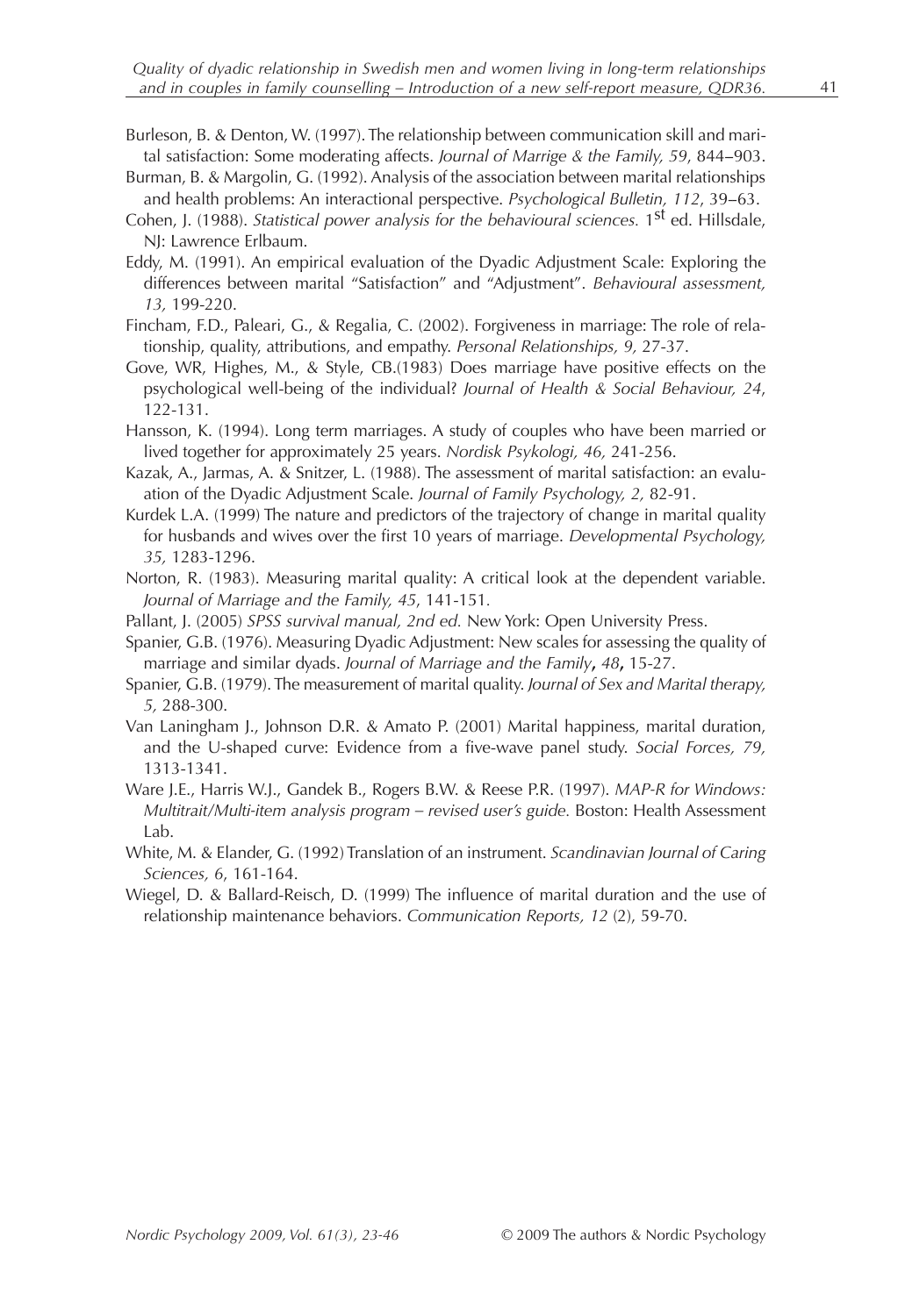Burleson, B. & Denton, W. (1997). The relationship between communication skill and marital satisfaction: Some moderating affects. *Journal of Marrige & the Family, 59*, 844–903.

Burman, B. & Margolin, G. (1992). Analysis of the association between marital relationships and health problems: An interactional perspective. *Psychological Bulletin, 112*, 39–63.

Cohen, J. (1988). *Statistical power analysis for the behavioural sciences.* 1st ed. Hillsdale, NJ: Lawrence Erlbaum.

Eddy, M. (1991). An empirical evaluation of the Dyadic Adjustment Scale: Exploring the differences between marital "Satisfaction" and "Adjustment". *Behavioural assessment, 13,* 199-220.

Fincham, F.D., Paleari, G., & Regalia, C. (2002). Forgiveness in marriage: The role of relationship, quality, attributions, and empathy. *Personal Relationships, 9,* 27-37.

Gove, WR, Highes, M., & Style, CB.(1983) Does marriage have positive effects on the psychological well-being of the individual? *Journal of Health & Social Behaviour, 24*, 122-131.

Hansson, K. (1994). Long term marriages. A study of couples who have been married or lived together for approximately 25 years. *Nordisk Psykologi, 46,* 241-256.

Kazak, A., Jarmas, A. & Snitzer, L. (1988). The assessment of marital satisfaction: an evaluation of the Dyadic Adjustment Scale. *Journal of Family Psychology, 2,* 82-91.

Kurdek L.A. (1999) The nature and predictors of the trajectory of change in marital quality for husbands and wives over the first 10 years of marriage. *Developmental Psychology, 35,* 1283-1296.

Norton, R. (1983). Measuring marital quality: A critical look at the dependent variable. *Journal of Marriage and the Family, 45*, 141-151.

Pallant, J. (2005) *SPSS survival manual, 2nd ed.* New York: Open University Press.

Spanier, G.B. (1976). Measuring Dyadic Adjustment: New scales for assessing the quality of marriage and similar dyads. *Journal of Marriage and the Family*, ***48*****,** 15-27.

Spanier, G.B. (1979). The measurement of marital quality. *Journal of Sex and Marital therapy, 5,* 288-300.

Van Laningham J., Johnson D.R. & Amato P. (2001) Marital happiness, marital duration, and the U-shaped curve: Evidence from a five-wave panel study. *Social Forces, 79,* 1313-1341.

Ware J.E., Harris W.J., Gandek B., Rogers B.W. & Reese P.R. (1997). *MAP-R for Windows: Multitrait/Multi-item analysis program – revised user's guide.* Boston: Health Assessment Lab.

White, M. & Elander, G. (1992) Translation of an instrument. *Scandinavian Journal of Caring Sciences, 6*, 161-164.

Wiegel, D. & Ballard-Reisch, D. (1999) The influence of marital duration and the use of relationship maintenance behaviors. *Communication Reports, 12* (2), 59-70.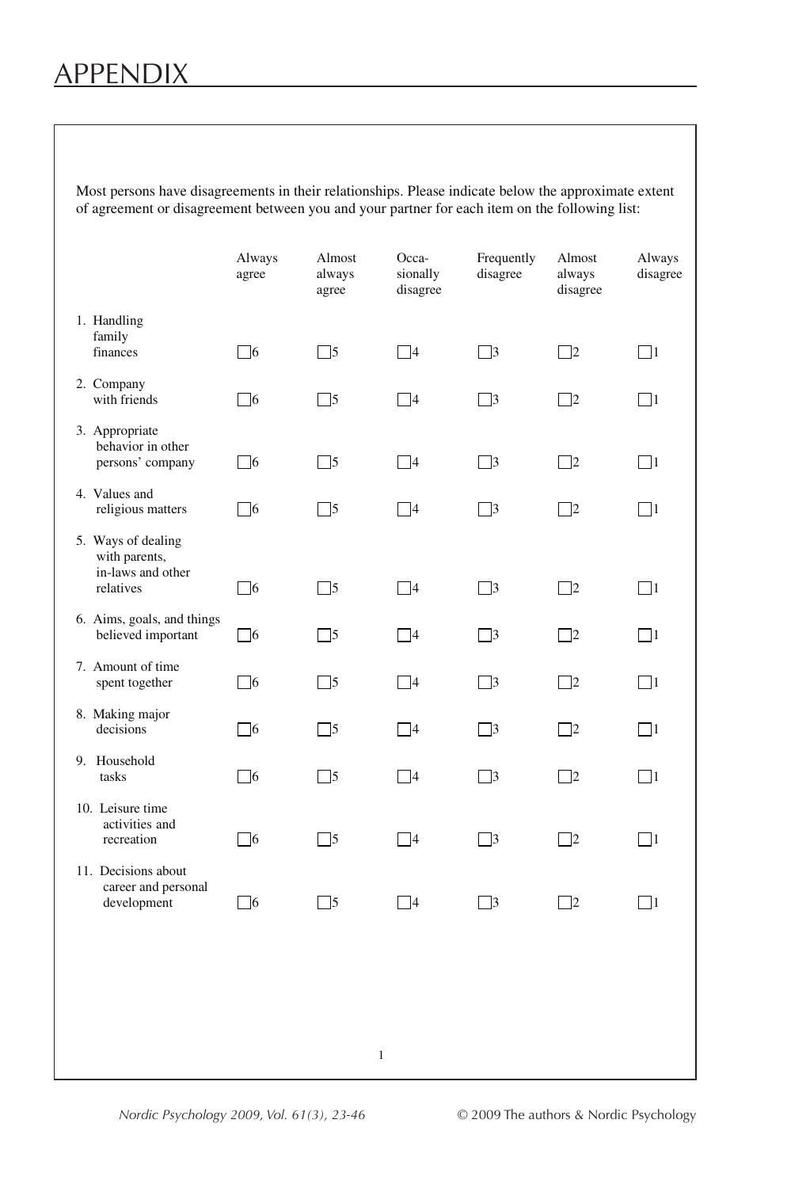# APPENDIX

Most persons have disagreements in their relationships. Please indicate below the approximate extent of agreement or disagreement between you and your partner for each item on the following list:

| | Always agree | Almost always agree | Occa-sionally disagree | Frequently disagree | Almost always disagree | Always disagree |
|---|---|---|---|---|---|---|
| 1. Handling family finances | ☐6 | ☐5 | ☐4 | ☐3 | ☐2 | ☐1 |
| 2. Company with friends | ☐6 | ☐5 | ☐4 | ☐3 | ☐2 | ☐1 |
| 3. Appropriate behavior in other persons' company | ☐6 | ☐5 | ☐4 | ☐3 | ☐2 | ☐1 |
| 4. Values and religious matters | ☐6 | ☐5 | ☐4 | ☐3 | ☐2 | ☐1 |
| 5. Ways of dealing with parents, in-laws and other relatives | ☐6 | ☐5 | ☐4 | ☐3 | ☐2 | ☐1 |
| 6. Aims, goals, and things believed important | ☐6 | ☐5 | ☐4 | ☐3 | ☐2 | ☐1 |
| 7. Amount of time spent together | ☐6 | ☐5 | ☐4 | ☐3 | ☐2 | ☐1 |
| 8. Making major decisions | ☐6 | ☐5 | ☐4 | ☐3 | ☐2 | ☐1 |
| 9. Household tasks | ☐6 | ☐5 | ☐4 | ☐3 | ☐2 | ☐1 |
| 10. Leisure time activities and recreation | ☐6 | ☐5 | ☐4 | ☐3 | ☐2 | ☐1 |
| 11. Decisions about career and personal development | ☐6 | ☐5 | ☐4 | ☐3 | ☐2 | ☐1 |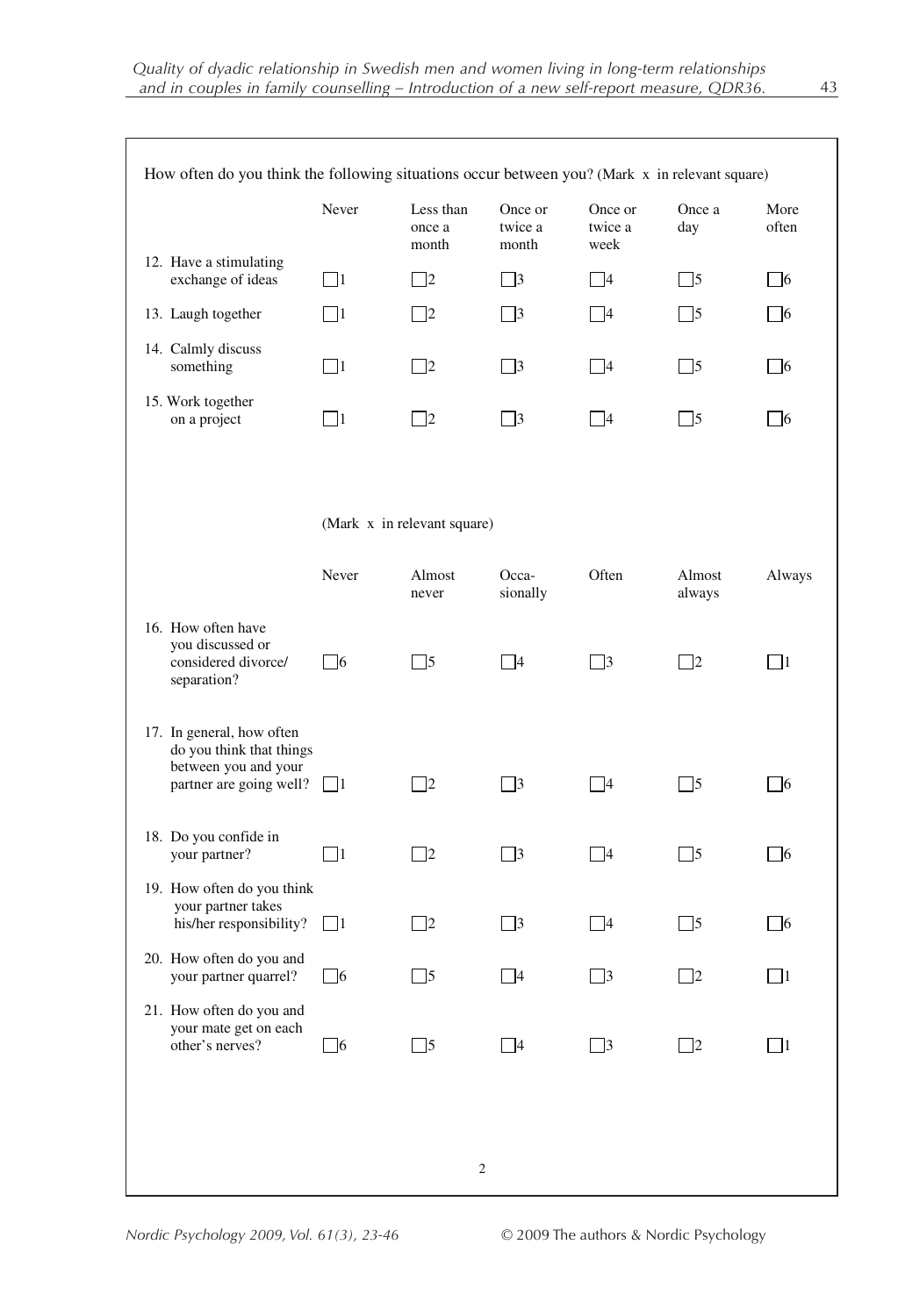How often do you think the following situations occur between you? (Mark x in relevant square)

| | Never | Less than once a month | Once or twice a month | Once or twice a week | Once a day | More often |
|---|---|---|---|---|---|---|
| 12. Have a stimulating exchange of ideas | ☐1 | ☐2 | ☐3 | ☐4 | ☐5 | ☐6 |
| 13. Laugh together | ☐1 | ☐2 | ☐3 | ☐4 | ☐5 | ☐6 |
| 14. Calmly discuss something | ☐1 | ☐2 | ☐3 | ☐4 | ☐5 | ☐6 |
| 15. Work together on a project | ☐1 | ☐2 | ☐3 | ☐4 | ☐5 | ☐6 |

(Mark x in relevant square)

| | Never | Almost never | Occa-sionally | Often | Almost always | Always |
|---|---|---|---|---|---|---|
| 16. How often have you discussed or considered divorce/ separation? | ☐6 | ☐5 | ☐4 | ☐3 | ☐2 | ☐1 |
| 17. In general, how often do you think that things between you and your partner are going well? | ☐1 | ☐2 | ☐3 | ☐4 | ☐5 | ☐6 |
| 18. Do you confide in your partner? | ☐1 | ☐2 | ☐3 | ☐4 | ☐5 | ☐6 |
| 19. How often do you think your partner takes his/her responsibility? | ☐1 | ☐2 | ☐3 | ☐4 | ☐5 | ☐6 |
| 20. How often do you and your partner quarrel? | ☐6 | ☐5 | ☐4 | ☐3 | ☐2 | ☐1 |
| 21. How often do you and your mate get on each other's nerves? | ☐6 | ☐5 | ☐4 | ☐3 | ☐2 | ☐1 |

2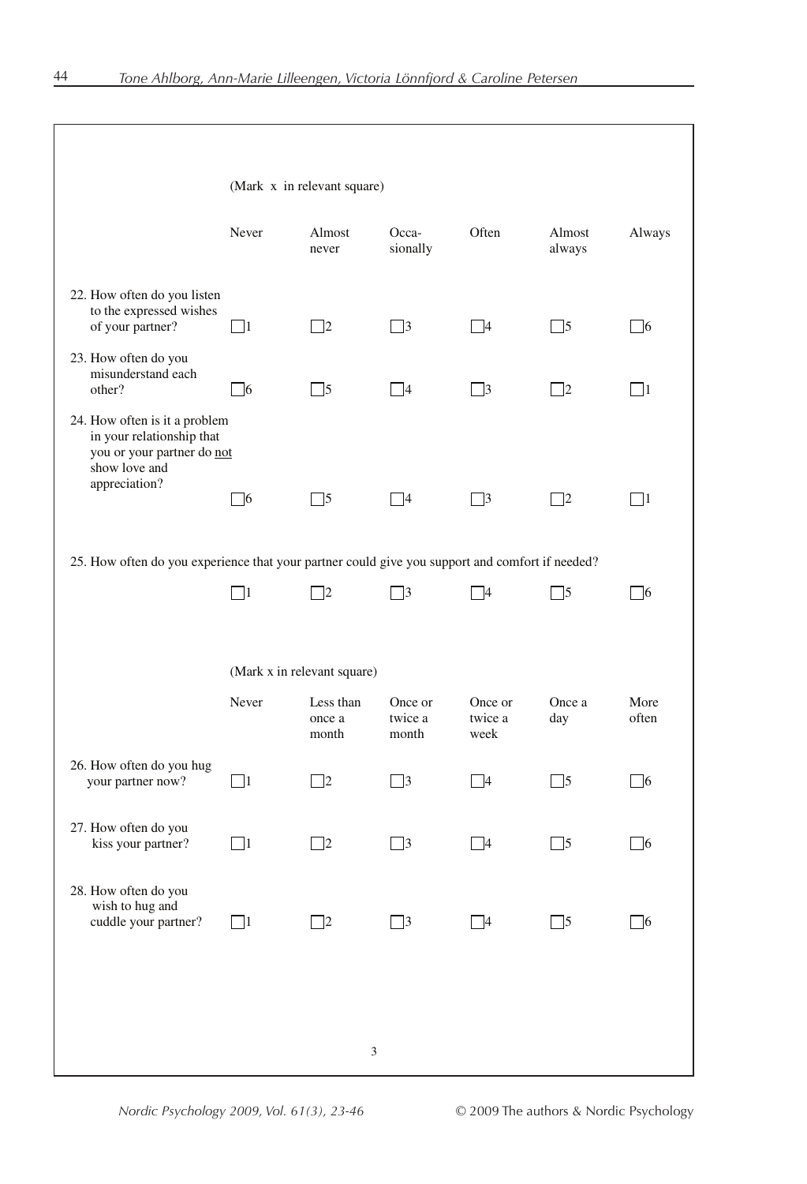(Mark x in relevant square)

| | Never | Almost never | Occa-sionally | Often | Almost always | Always |
|---|---|---|---|---|---|---|
| 22. How often do you listen to the expressed wishes of your partner? | ☐1 | ☐2 | ☐3 | ☐4 | ☐5 | ☐6 |
| 23. How often do you misunderstand each other? | ☐6 | ☐5 | ☐4 | ☐3 | ☐2 | ☐1 |
| 24. How often is it a problem in your relationship that you or your partner do <u>not</u> show love and appreciation? | ☐6 | ☐5 | ☐4 | ☐3 | ☐2 | ☐1 |

25. How often do you experience that your partner could give you support and comfort if needed?

| Never | Almost never | Occa-sionally | Often | Almost always | Always |
|---|---|---|---|---|---|
| ☐1 | ☐2 | ☐3 | ☐4 | ☐5 | ☐6 |

(Mark x in relevant square)

| | Never | Less than once a month | Once or twice a month | Once or twice a week | Once a day | More often |
|---|---|---|---|---|---|---|
| 26. How often do you hug your partner now? | ☐1 | ☐2 | ☐3 | ☐4 | ☐5 | ☐6 |
| 27. How often do you kiss your partner? | ☐1 | ☐2 | ☐3 | ☐4 | ☐5 | ☐6 |
| 28. How often do you wish to hug and cuddle your partner? | ☐1 | ☐2 | ☐3 | ☐4 | ☐5 | ☐6 |

3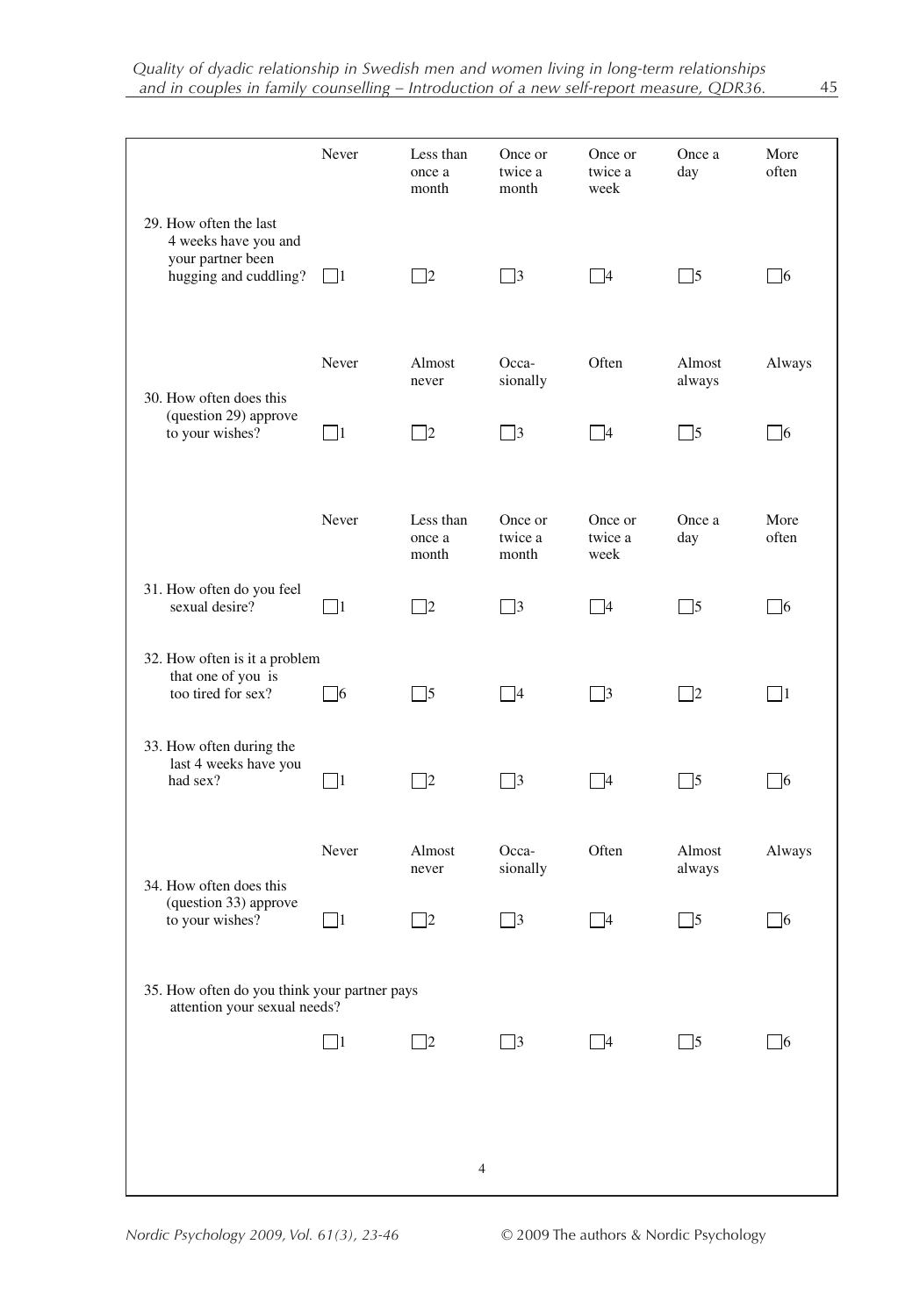| | Never | Less than once a month | Once or twice a month | Once or twice a week | Once a day | More often |
|---|---|---|---|---|---|---|
| 29. How often the last 4 weeks have you and your partner been hugging and cuddling? | ☐1 | ☐2 | ☐3 | ☐4 | ☐5 | ☐6 |

| | Never | Almost never | Occa-sionally | Often | Almost always | Always |
|---|---|---|---|---|---|---|
| 30. How often does this (question 29) approve to your wishes? | ☐1 | ☐2 | ☐3 | ☐4 | ☐5 | ☐6 |

| | Never | Less than once a month | Once or twice a month | Once or twice a week | Once a day | More often |
|---|---|---|---|---|---|---|
| 31. How often do you feel sexual desire? | ☐1 | ☐2 | ☐3 | ☐4 | ☐5 | ☐6 |
| 32. How often is it a problem that one of you is too tired for sex? | ☐6 | ☐5 | ☐4 | ☐3 | ☐2 | ☐1 |
| 33. How often during the last 4 weeks have you had sex? | ☐1 | ☐2 | ☐3 | ☐4 | ☐5 | ☐6 |

| | Never | Almost never | Occa-sionally | Often | Almost always | Always |
|---|---|---|---|---|---|---|
| 34. How often does this (question 33) approve to your wishes? | ☐1 | ☐2 | ☐3 | ☐4 | ☐5 | ☐6 |
| 35. How often do you think your partner pays attention your sexual needs? | ☐1 | ☐2 | ☐3 | ☐4 | ☐5 | ☐6 |

4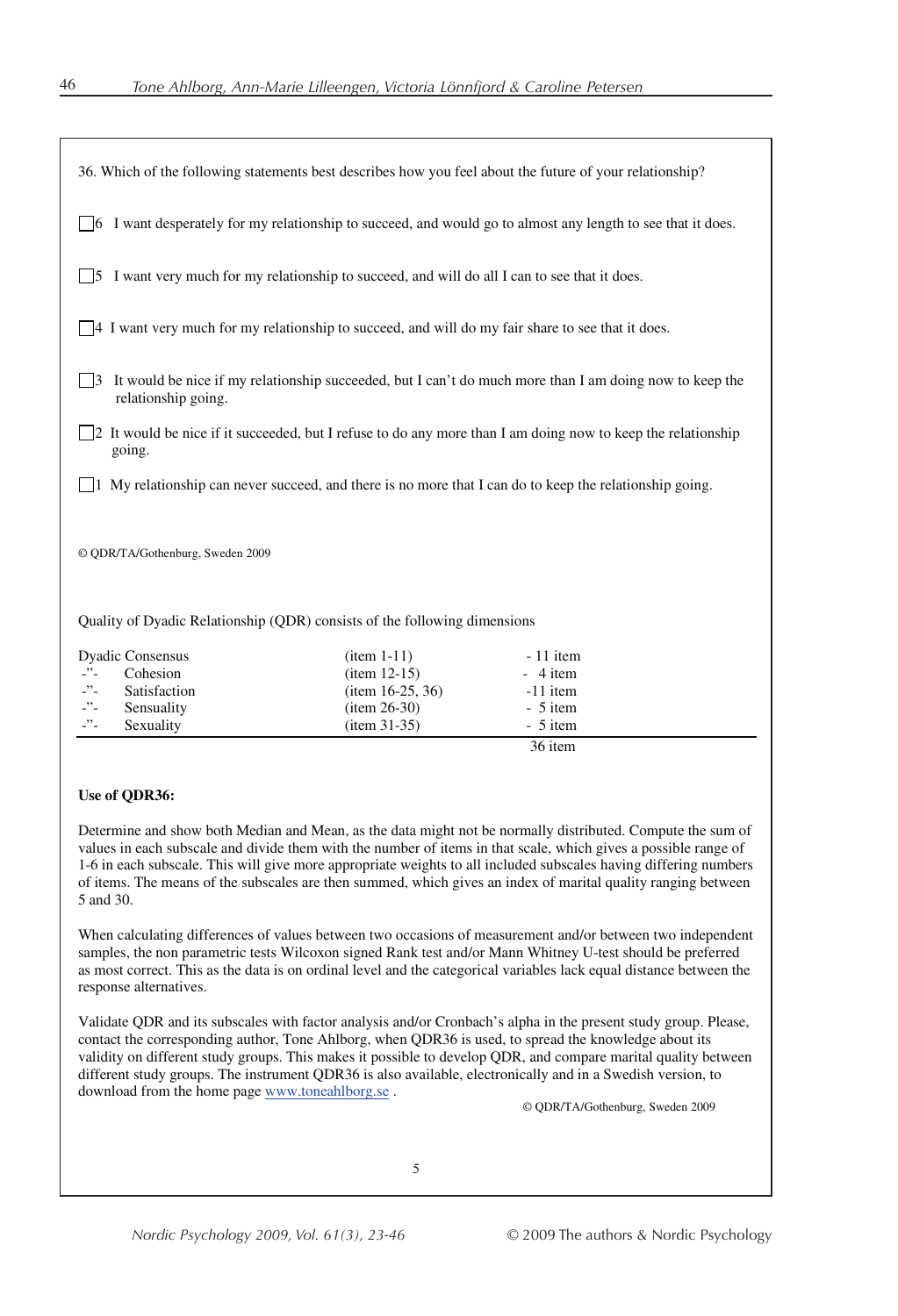36. Which of the following statements best describes how you feel about the future of your relationship?

☐6 I want desperately for my relationship to succeed, and would go to almost any length to see that it does.

☐5 I want very much for my relationship to succeed, and will do all I can to see that it does.

☐4 I want very much for my relationship to succeed, and will do my fair share to see that it does.

☐3 It would be nice if my relationship succeeded, but I can't do much more than I am doing now to keep the relationship going.

☐2 It would be nice if it succeeded, but I refuse to do any more than I am doing now to keep the relationship going.

☐1 My relationship can never succeed, and there is no more that I can do to keep the relationship going.

© QDR/TA/Gothenburg, Sweden 2009

Quality of Dyadic Relationship (QDR) consists of the following dimensions

| | | |
|---|---|---|
| Dyadic Consensus | (item 1-11) | - 11 item |
| -"- Cohesion | (item 12-15) | - 4 item |
| -"- Satisfaction | (item 16-25, 36) | -11 item |
| -"- Sensuality | (item 26-30) | - 5 item |
| -"- Sexuality | (item 31-35) | - 5 item |
| | | 36 item |

**Use of QDR36:**

Determine and show both Median and Mean, as the data might not be normally distributed. Compute the sum of values in each subscale and divide them with the number of items in that scale, which gives a possible range of 1-6 in each subscale. This will give more appropriate weights to all included subscales having differing numbers of items. The means of the subscales are then summed, which gives an index of marital quality ranging between 5 and 30.

When calculating differences of values between two occasions of measurement and/or between two independent samples, the non parametric tests Wilcoxon signed Rank test and/or Mann Whitney U-test should be preferred as most correct. This as the data is on ordinal level and the categorical variables lack equal distance between the response alternatives.

Validate QDR and its subscales with factor analysis and/or Cronbach's alpha in the present study group. Please, contact the corresponding author, Tone Ahlborg, when QDR36 is used, to spread the knowledge about its validity on different study groups. This makes it possible to develop QDR, and compare marital quality between different study groups. The instrument QDR36 is also available, electronically and in a Swedish version, to download from the home page www.toneahlborg.se .

© QDR/TA/Gothenburg, Sweden 2009

5